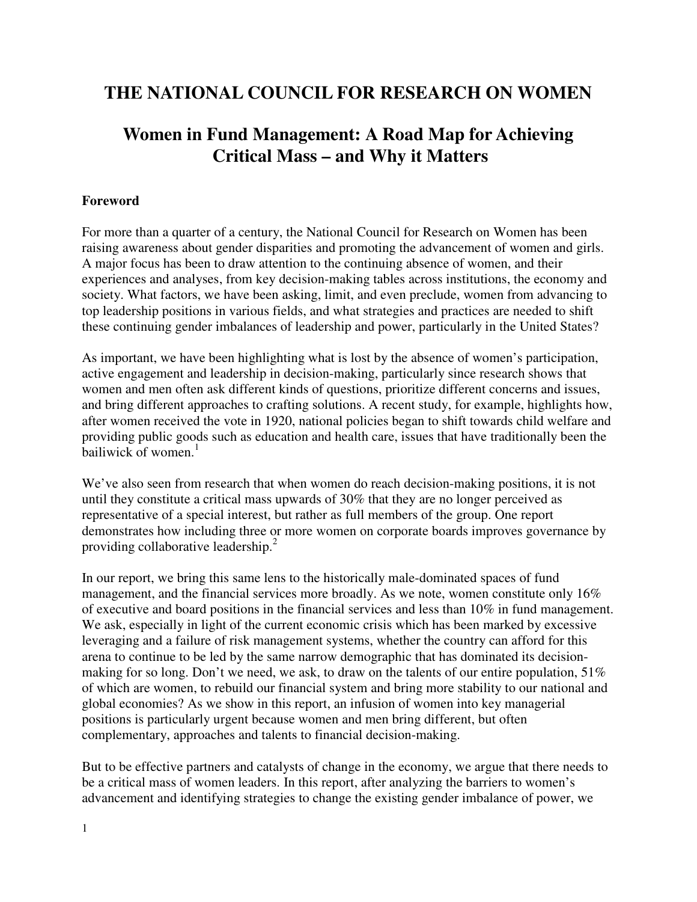# THE NATIONAL COUNCIL FOR RESEARCH ON WOMEN

## Women in Fund Management: A Road Map for Achieving Critical Mass – and Why it Matters

### Foreword

For more than a quarter of a century, the National Council for Research on Women has been raising awareness about gender disparities and promoting the advancement of women and girls. A major focus has been to draw attention to the continuing absence of women, and their experiences and analyses, from key decision-making tables across institutions, the economy and society. What factors, we have been asking, limit, and even preclude, women from advancing to top leadership positions in various fields, and what strategies and practices are needed to shift these continuing gender imbalances of leadership and power, particularly in the United States?

As important, we have been highlighting what is lost by the absence of women's participation, active engagement and leadership in decision-making, particularly since research shows that women and men often ask different kinds of questions, prioritize different concerns and issues, and bring different approaches to crafting solutions. A recent study, for example, highlights how, after women received the vote in 1920, national policies began to shift towards child welfare and providing public goods such as education and health care, issues that have traditionally been the bailiwick of women.[1]

We've also seen from research that when women do reach decision-making positions, it is not until they constitute a critical mass upwards of 30% that they are no longer perceived as representative of a special interest, but rather as full members of the group. One report demonstrates how including three or more women on corporate boards improves governance by providing collaborative leadership.[2]

In our report, we bring this same lens to the historically male-dominated spaces of fund management, and the financial services more broadly. As we note, women constitute only 16% of executive and board positions in the financial services and less than 10% in fund management. We ask, especially in light of the current economic crisis which has been marked by excessive leveraging and a failure of risk management systems, whether the country can afford for this arena to continue to be led by the same narrow demographic that has dominated its decision-making for so long. Don't we need, we ask, to draw on the talents of our entire population, 51% of which are women, to rebuild our financial system and bring more stability to our national and global economies? As we show in this report, an infusion of women into key managerial positions is particularly urgent because women and men bring different, but often complementary, approaches and talents to financial decision-making.

But to be effective partners and catalysts of change in the economy, we argue that there needs to be a critical mass of women leaders. In this report, after analyzing the barriers to women's advancement and identifying strategies to change the existing gender imbalance of power, we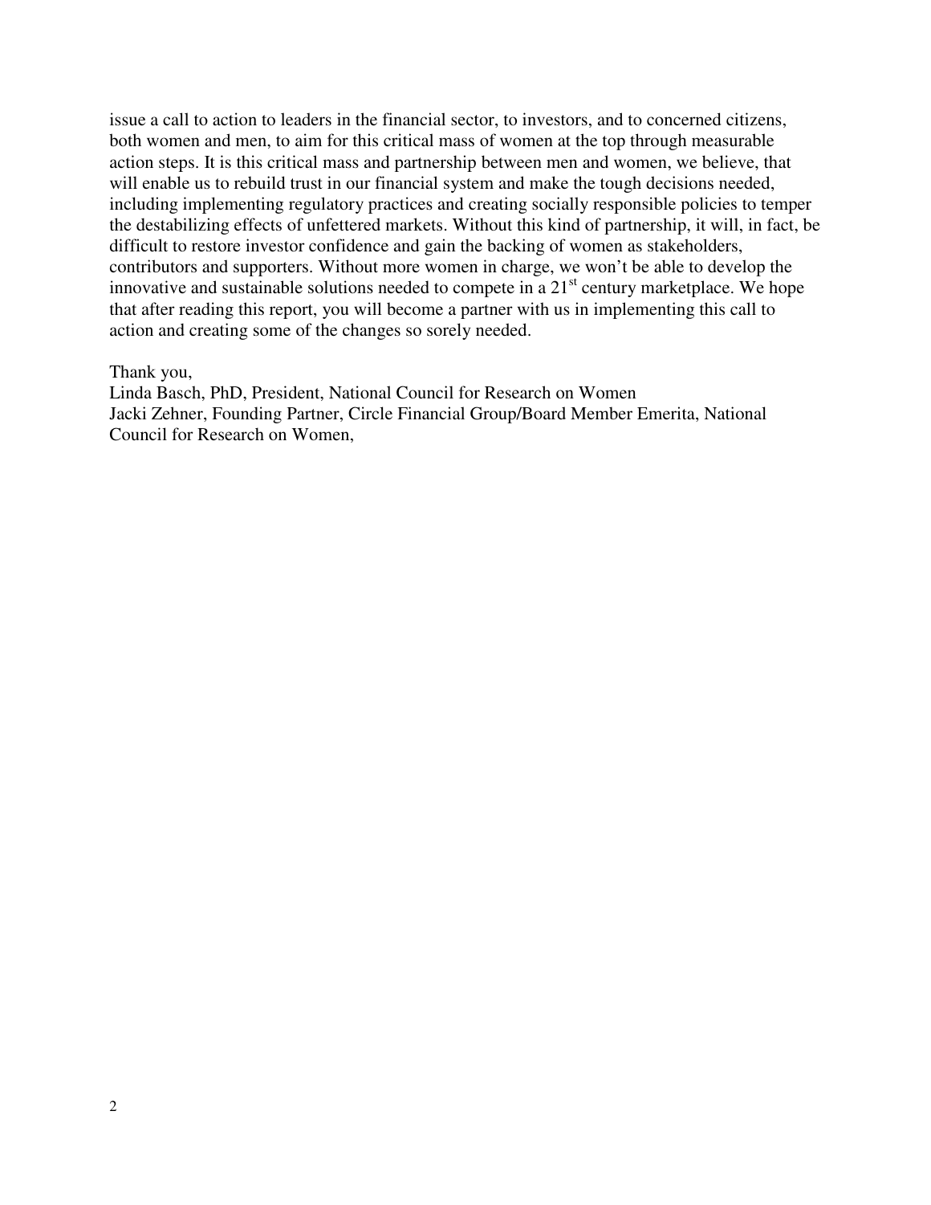issue a call to action to leaders in the financial sector, to investors, and to concerned citizens, both women and men, to aim for this critical mass of women at the top through measurable action steps. It is this critical mass and partnership between men and women, we believe, that will enable us to rebuild trust in our financial system and make the tough decisions needed, including implementing regulatory practices and creating socially responsible policies to temper the destabilizing effects of unfettered markets. Without this kind of partnership, it will, in fact, be difficult to restore investor confidence and gain the backing of women as stakeholders, contributors and supporters. Without more women in charge, we won't be able to develop the innovative and sustainable solutions needed to compete in a 21st century marketplace. We hope that after reading this report, you will become a partner with us in implementing this call to action and creating some of the changes so sorely needed.

Thank you,
Linda Basch, PhD, President, National Council for Research on Women
Jacki Zehner, Founding Partner, Circle Financial Group/Board Member Emerita, National Council for Research on Women,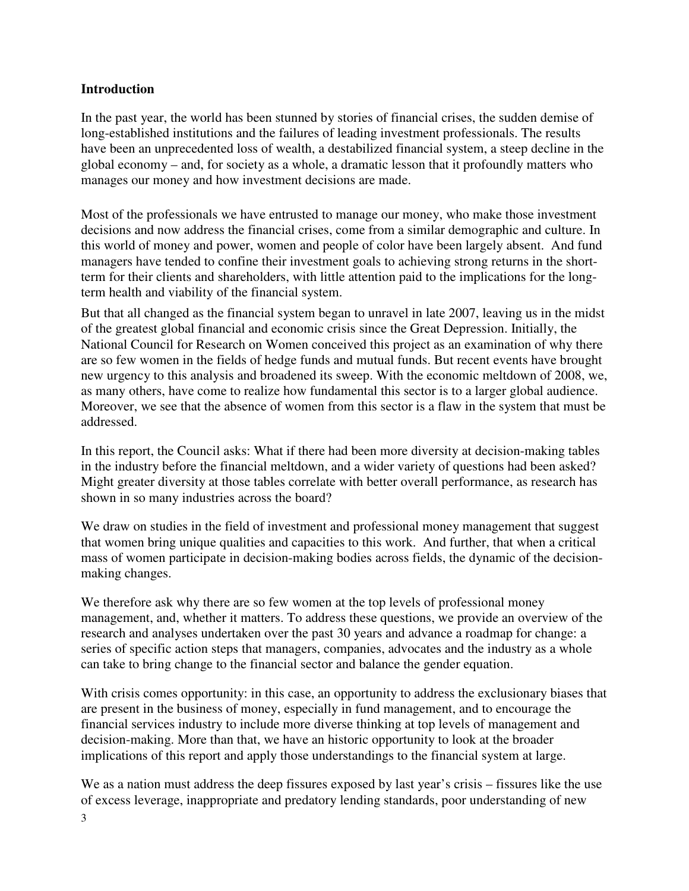**Introduction**

In the past year, the world has been stunned by stories of financial crises, the sudden demise of long-established institutions and the failures of leading investment professionals. The results have been an unprecedented loss of wealth, a destabilized financial system, a steep decline in the global economy – and, for society as a whole, a dramatic lesson that it profoundly matters who manages our money and how investment decisions are made.

Most of the professionals we have entrusted to manage our money, who make those investment decisions and now address the financial crises, come from a similar demographic and culture. In this world of money and power, women and people of color have been largely absent. And fund managers have tended to confine their investment goals to achieving strong returns in the short-term for their clients and shareholders, with little attention paid to the implications for the long-term health and viability of the financial system.

But that all changed as the financial system began to unravel in late 2007, leaving us in the midst of the greatest global financial and economic crisis since the Great Depression. Initially, the National Council for Research on Women conceived this project as an examination of why there are so few women in the fields of hedge funds and mutual funds. But recent events have brought new urgency to this analysis and broadened its sweep. With the economic meltdown of 2008, we, as many others, have come to realize how fundamental this sector is to a larger global audience. Moreover, we see that the absence of women from this sector is a flaw in the system that must be addressed.

In this report, the Council asks: What if there had been more diversity at decision-making tables in the industry before the financial meltdown, and a wider variety of questions had been asked? Might greater diversity at those tables correlate with better overall performance, as research has shown in so many industries across the board?

We draw on studies in the field of investment and professional money management that suggest that women bring unique qualities and capacities to this work. And further, that when a critical mass of women participate in decision-making bodies across fields, the dynamic of the decision-making changes.

We therefore ask why there are so few women at the top levels of professional money management, and, whether it matters. To address these questions, we provide an overview of the research and analyses undertaken over the past 30 years and advance a roadmap for change: a series of specific action steps that managers, companies, advocates and the industry as a whole can take to bring change to the financial sector and balance the gender equation.

With crisis comes opportunity: in this case, an opportunity to address the exclusionary biases that are present in the business of money, especially in fund management, and to encourage the financial services industry to include more diverse thinking at top levels of management and decision-making. More than that, we have an historic opportunity to look at the broader implications of this report and apply those understandings to the financial system at large.

We as a nation must address the deep fissures exposed by last year's crisis – fissures like the use of excess leverage, inappropriate and predatory lending standards, poor understanding of new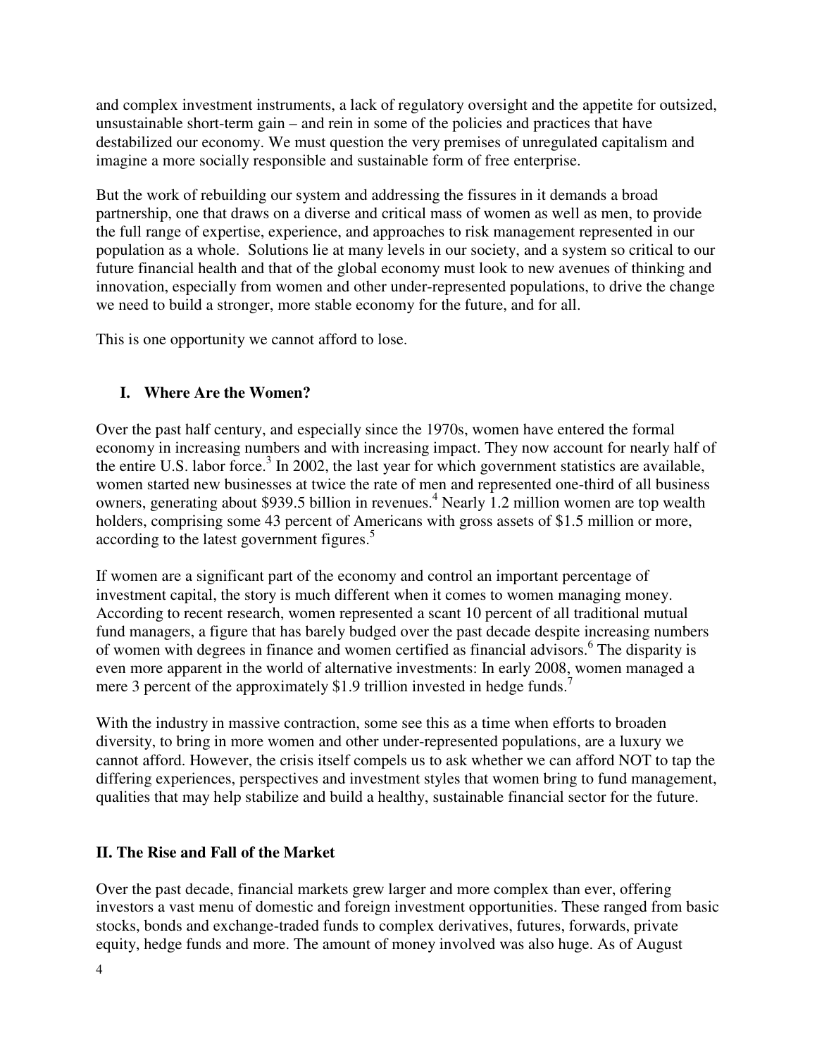and complex investment instruments, a lack of regulatory oversight and the appetite for outsized, unsustainable short-term gain – and rein in some of the policies and practices that have destabilized our economy. We must question the very premises of unregulated capitalism and imagine a more socially responsible and sustainable form of free enterprise.

But the work of rebuilding our system and addressing the fissures in it demands a broad partnership, one that draws on a diverse and critical mass of women as well as men, to provide the full range of expertise, experience, and approaches to risk management represented in our population as a whole. Solutions lie at many levels in our society, and a system so critical to our future financial health and that of the global economy must look to new avenues of thinking and innovation, especially from women and other under-represented populations, to drive the change we need to build a stronger, more stable economy for the future, and for all.

This is one opportunity we cannot afford to lose.

## I. Where Are the Women?

Over the past half century, and especially since the 1970s, women have entered the formal economy in increasing numbers and with increasing impact. They now account for nearly half of the entire U.S. labor force.[3] In 2002, the last year for which government statistics are available, women started new businesses at twice the rate of men and represented one-third of all business owners, generating about $939.5 billion in revenues.[4] Nearly 1.2 million women are top wealth holders, comprising some 43 percent of Americans with gross assets of $1.5 million or more, according to the latest government figures.[5]

If women are a significant part of the economy and control an important percentage of investment capital, the story is much different when it comes to women managing money. According to recent research, women represented a scant 10 percent of all traditional mutual fund managers, a figure that has barely budged over the past decade despite increasing numbers of women with degrees in finance and women certified as financial advisors.[6] The disparity is even more apparent in the world of alternative investments: In early 2008, women managed a mere 3 percent of the approximately $1.9 trillion invested in hedge funds.[7]

With the industry in massive contraction, some see this as a time when efforts to broaden diversity, to bring in more women and other under-represented populations, are a luxury we cannot afford. However, the crisis itself compels us to ask whether we can afford NOT to tap the differing experiences, perspectives and investment styles that women bring to fund management, qualities that may help stabilize and build a healthy, sustainable financial sector for the future.

## II. The Rise and Fall of the Market

Over the past decade, financial markets grew larger and more complex than ever, offering investors a vast menu of domestic and foreign investment opportunities. These ranged from basic stocks, bonds and exchange-traded funds to complex derivatives, futures, forwards, private equity, hedge funds and more. The amount of money involved was also huge. As of August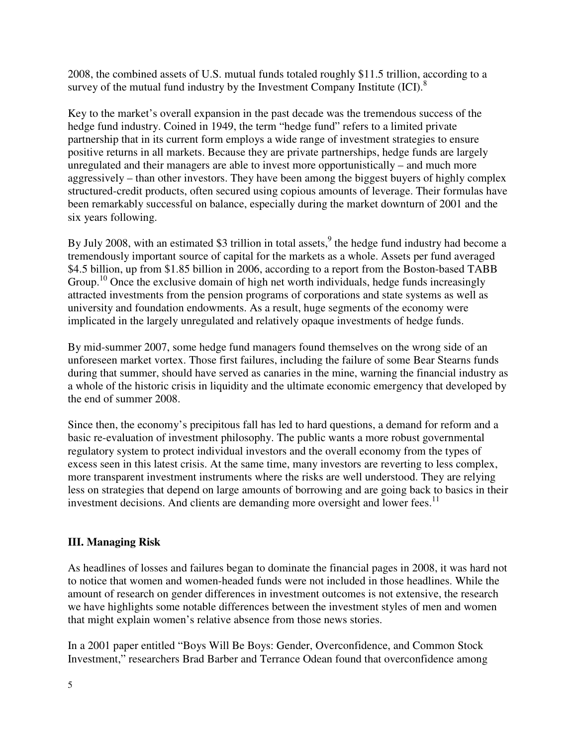2008, the combined assets of U.S. mutual funds totaled roughly $11.5 trillion, according to a survey of the mutual fund industry by the Investment Company Institute (ICI).[8]

Key to the market's overall expansion in the past decade was the tremendous success of the hedge fund industry. Coined in 1949, the term "hedge fund" refers to a limited private partnership that in its current form employs a wide range of investment strategies to ensure positive returns in all markets. Because they are private partnerships, hedge funds are largely unregulated and their managers are able to invest more opportunistically – and much more aggressively – than other investors. They have been among the biggest buyers of highly complex structured-credit products, often secured using copious amounts of leverage. Their formulas have been remarkably successful on balance, especially during the market downturn of 2001 and the six years following.

By July 2008, with an estimated $3 trillion in total assets,[9] the hedge fund industry had become a tremendously important source of capital for the markets as a whole. Assets per fund averaged $4.5 billion, up from $1.85 billion in 2006, according to a report from the Boston-based TABB Group.[10] Once the exclusive domain of high net worth individuals, hedge funds increasingly attracted investments from the pension programs of corporations and state systems as well as university and foundation endowments. As a result, huge segments of the economy were implicated in the largely unregulated and relatively opaque investments of hedge funds.

By mid-summer 2007, some hedge fund managers found themselves on the wrong side of an unforeseen market vortex. Those first failures, including the failure of some Bear Stearns funds during that summer, should have served as canaries in the mine, warning the financial industry as a whole of the historic crisis in liquidity and the ultimate economic emergency that developed by the end of summer 2008.

Since then, the economy's precipitous fall has led to hard questions, a demand for reform and a basic re-evaluation of investment philosophy. The public wants a more robust governmental regulatory system to protect individual investors and the overall economy from the types of excess seen in this latest crisis. At the same time, many investors are reverting to less complex, more transparent investment instruments where the risks are well understood. They are relying less on strategies that depend on large amounts of borrowing and are going back to basics in their investment decisions. And clients are demanding more oversight and lower fees.[11]

## III. Managing Risk

As headlines of losses and failures began to dominate the financial pages in 2008, it was hard not to notice that women and women-headed funds were not included in those headlines. While the amount of research on gender differences in investment outcomes is not extensive, the research we have highlights some notable differences between the investment styles of men and women that might explain women's relative absence from those news stories.

In a 2001 paper entitled "Boys Will Be Boys: Gender, Overconfidence, and Common Stock Investment," researchers Brad Barber and Terrance Odean found that overconfidence among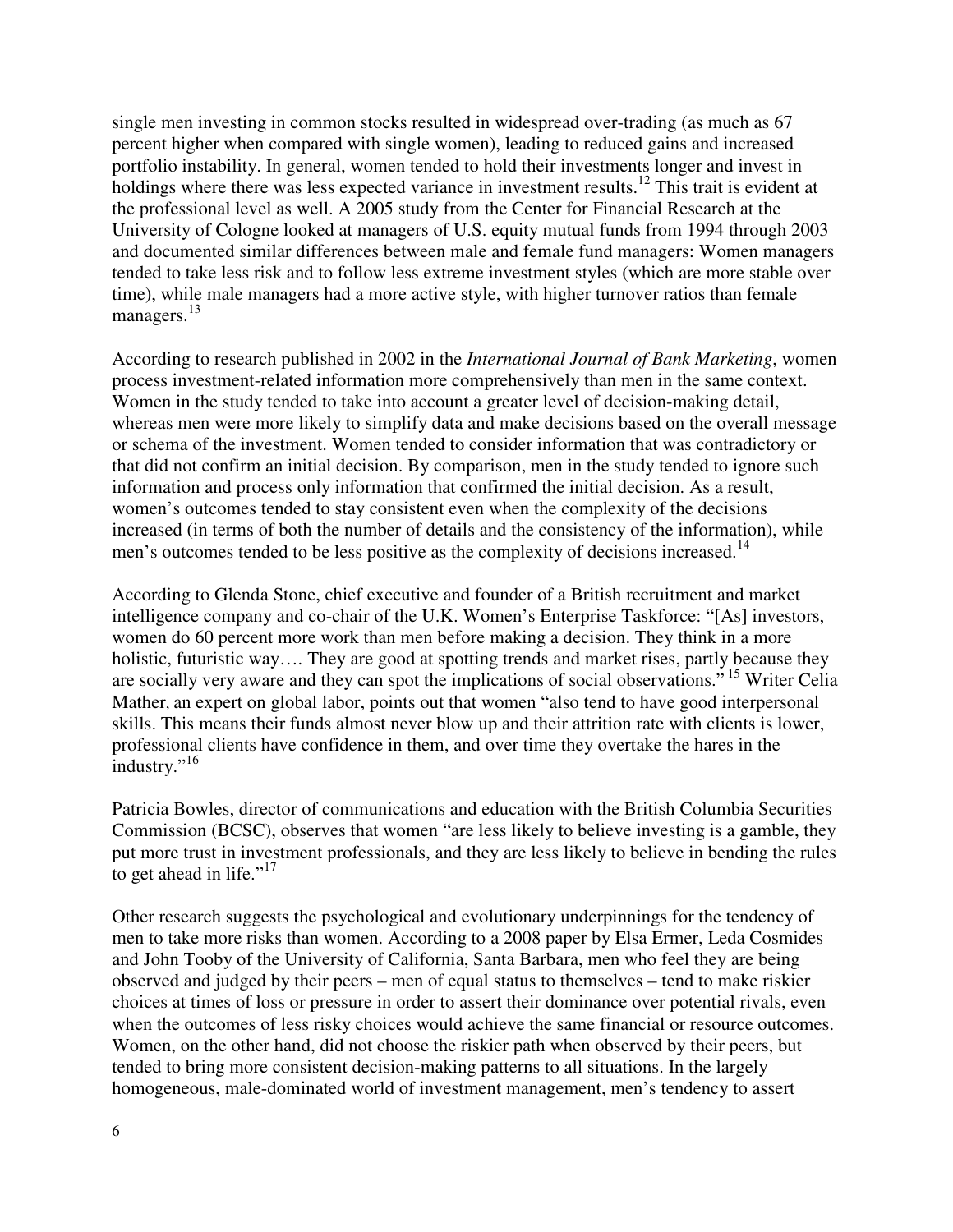single men investing in common stocks resulted in widespread over-trading (as much as 67 percent higher when compared with single women), leading to reduced gains and increased portfolio instability. In general, women tended to hold their investments longer and invest in holdings where there was less expected variance in investment results.[12] This trait is evident at the professional level as well. A 2005 study from the Center for Financial Research at the University of Cologne looked at managers of U.S. equity mutual funds from 1994 through 2003 and documented similar differences between male and female fund managers: Women managers tended to take less risk and to follow less extreme investment styles (which are more stable over time), while male managers had a more active style, with higher turnover ratios than female managers.[13]

According to research published in 2002 in the *International Journal of Bank Marketing*, women process investment-related information more comprehensively than men in the same context. Women in the study tended to take into account a greater level of decision-making detail, whereas men were more likely to simplify data and make decisions based on the overall message or schema of the investment. Women tended to consider information that was contradictory or that did not confirm an initial decision. By comparison, men in the study tended to ignore such information and process only information that confirmed the initial decision. As a result, women's outcomes tended to stay consistent even when the complexity of the decisions increased (in terms of both the number of details and the consistency of the information), while men's outcomes tended to be less positive as the complexity of decisions increased.[14]

According to Glenda Stone, chief executive and founder of a British recruitment and market intelligence company and co-chair of the U.K. Women's Enterprise Taskforce: "[As] investors, women do 60 percent more work than men before making a decision. They think in a more holistic, futuristic way…. They are good at spotting trends and market rises, partly because they are socially very aware and they can spot the implications of social observations."[15] Writer Celia Mather, an expert on global labor, points out that women "also tend to have good interpersonal skills. This means their funds almost never blow up and their attrition rate with clients is lower, professional clients have confidence in them, and over time they overtake the hares in the industry."[16]

Patricia Bowles, director of communications and education with the British Columbia Securities Commission (BCSC), observes that women "are less likely to believe investing is a gamble, they put more trust in investment professionals, and they are less likely to believe in bending the rules to get ahead in life."[17]

Other research suggests the psychological and evolutionary underpinnings for the tendency of men to take more risks than women. According to a 2008 paper by Elsa Ermer, Leda Cosmides and John Tooby of the University of California, Santa Barbara, men who feel they are being observed and judged by their peers – men of equal status to themselves – tend to make riskier choices at times of loss or pressure in order to assert their dominance over potential rivals, even when the outcomes of less risky choices would achieve the same financial or resource outcomes. Women, on the other hand, did not choose the riskier path when observed by their peers, but tended to bring more consistent decision-making patterns to all situations. In the largely homogeneous, male-dominated world of investment management, men's tendency to assert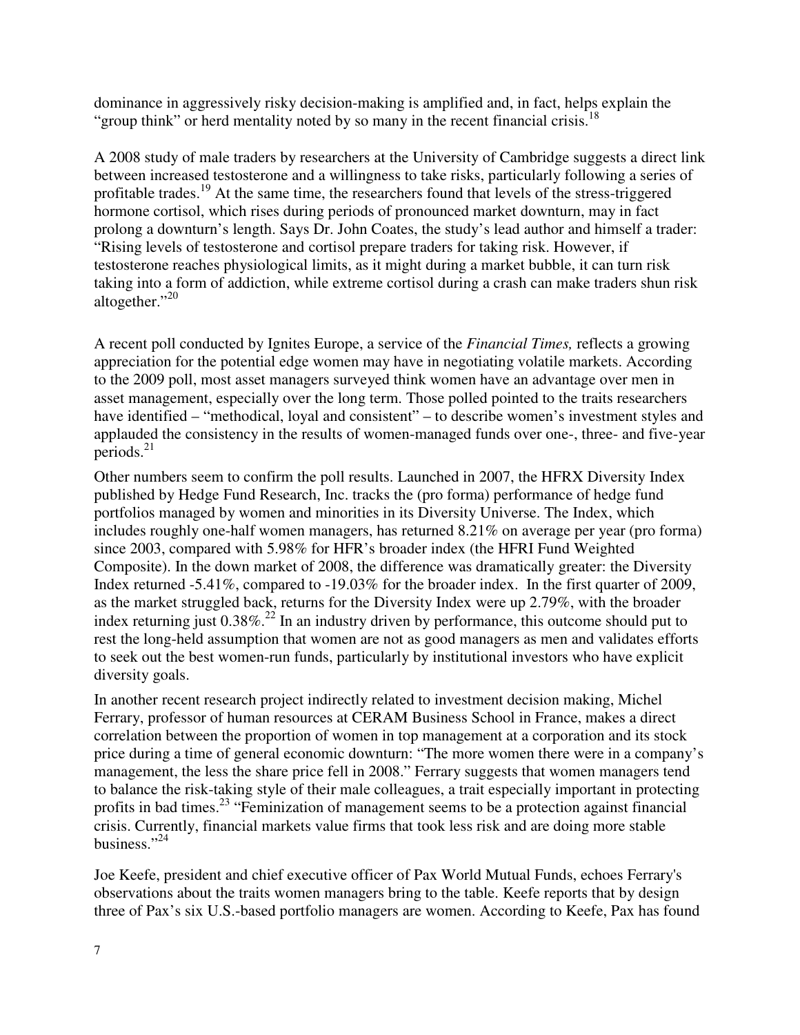dominance in aggressively risky decision-making is amplified and, in fact, helps explain the "group think" or herd mentality noted by so many in the recent financial crisis.[18]

A 2008 study of male traders by researchers at the University of Cambridge suggests a direct link between increased testosterone and a willingness to take risks, particularly following a series of profitable trades.[19] At the same time, the researchers found that levels of the stress-triggered hormone cortisol, which rises during periods of pronounced market downturn, may in fact prolong a downturn's length. Says Dr. John Coates, the study's lead author and himself a trader: "Rising levels of testosterone and cortisol prepare traders for taking risk. However, if testosterone reaches physiological limits, as it might during a market bubble, it can turn risk taking into a form of addiction, while extreme cortisol during a crash can make traders shun risk altogether."[20]

A recent poll conducted by Ignites Europe, a service of the *Financial Times,* reflects a growing appreciation for the potential edge women may have in negotiating volatile markets. According to the 2009 poll, most asset managers surveyed think women have an advantage over men in asset management, especially over the long term. Those polled pointed to the traits researchers have identified – "methodical, loyal and consistent" – to describe women's investment styles and applauded the consistency in the results of women-managed funds over one-, three- and five-year periods.[21]

Other numbers seem to confirm the poll results. Launched in 2007, the HFRX Diversity Index published by Hedge Fund Research, Inc. tracks the (pro forma) performance of hedge fund portfolios managed by women and minorities in its Diversity Universe. The Index, which includes roughly one-half women managers, has returned 8.21% on average per year (pro forma) since 2003, compared with 5.98% for HFR's broader index (the HFRI Fund Weighted Composite). In the down market of 2008, the difference was dramatically greater: the Diversity Index returned -5.41%, compared to -19.03% for the broader index. In the first quarter of 2009, as the market struggled back, returns for the Diversity Index were up 2.79%, with the broader index returning just 0.38%.[22] In an industry driven by performance, this outcome should put to rest the long-held assumption that women are not as good managers as men and validates efforts to seek out the best women-run funds, particularly by institutional investors who have explicit diversity goals.

In another recent research project indirectly related to investment decision making, Michel Ferrary, professor of human resources at CERAM Business School in France, makes a direct correlation between the proportion of women in top management at a corporation and its stock price during a time of general economic downturn: "The more women there were in a company's management, the less the share price fell in 2008." Ferrary suggests that women managers tend to balance the risk-taking style of their male colleagues, a trait especially important in protecting profits in bad times.[23] "Feminization of management seems to be a protection against financial crisis. Currently, financial markets value firms that took less risk and are doing more stable business."[24]

Joe Keefe, president and chief executive officer of Pax World Mutual Funds, echoes Ferrary's observations about the traits women managers bring to the table. Keefe reports that by design three of Pax's six U.S.-based portfolio managers are women. According to Keefe, Pax has found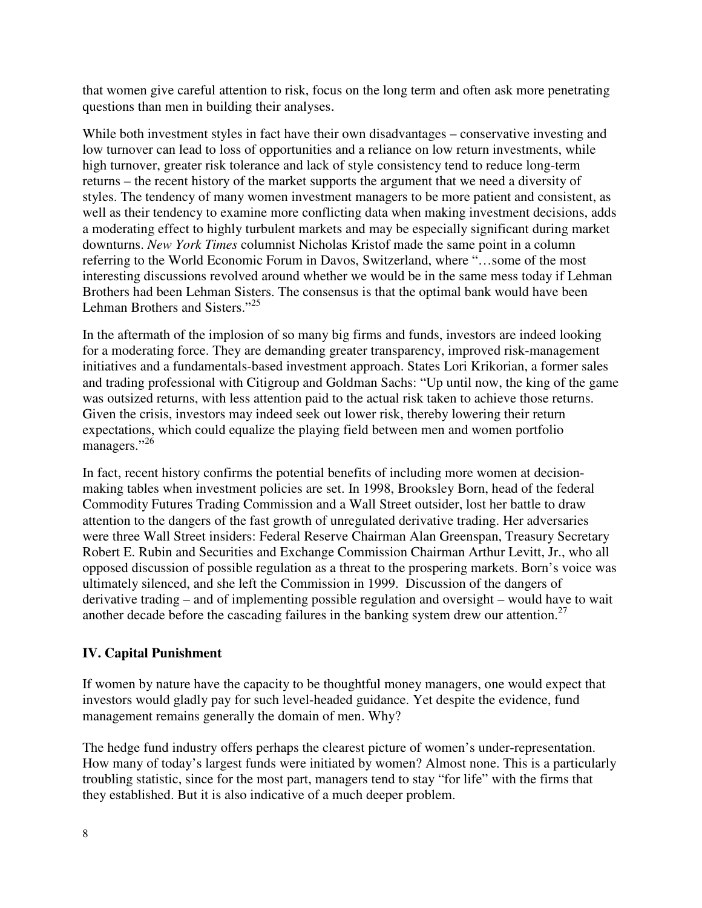that women give careful attention to risk, focus on the long term and often ask more penetrating questions than men in building their analyses.

While both investment styles in fact have their own disadvantages – conservative investing and low turnover can lead to loss of opportunities and a reliance on low return investments, while high turnover, greater risk tolerance and lack of style consistency tend to reduce long-term returns – the recent history of the market supports the argument that we need a diversity of styles. The tendency of many women investment managers to be more patient and consistent, as well as their tendency to examine more conflicting data when making investment decisions, adds a moderating effect to highly turbulent markets and may be especially significant during market downturns. *New York Times* columnist Nicholas Kristof made the same point in a column referring to the World Economic Forum in Davos, Switzerland, where "…some of the most interesting discussions revolved around whether we would be in the same mess today if Lehman Brothers had been Lehman Sisters. The consensus is that the optimal bank would have been Lehman Brothers and Sisters."[25]

In the aftermath of the implosion of so many big firms and funds, investors are indeed looking for a moderating force. They are demanding greater transparency, improved risk-management initiatives and a fundamentals-based investment approach. States Lori Krikorian, a former sales and trading professional with Citigroup and Goldman Sachs: "Up until now, the king of the game was outsized returns, with less attention paid to the actual risk taken to achieve those returns. Given the crisis, investors may indeed seek out lower risk, thereby lowering their return expectations, which could equalize the playing field between men and women portfolio managers."[26]

In fact, recent history confirms the potential benefits of including more women at decision-making tables when investment policies are set. In 1998, Brooksley Born, head of the federal Commodity Futures Trading Commission and a Wall Street outsider, lost her battle to draw attention to the dangers of the fast growth of unregulated derivative trading. Her adversaries were three Wall Street insiders: Federal Reserve Chairman Alan Greenspan, Treasury Secretary Robert E. Rubin and Securities and Exchange Commission Chairman Arthur Levitt, Jr., who all opposed discussion of possible regulation as a threat to the prospering markets. Born's voice was ultimately silenced, and she left the Commission in 1999. Discussion of the dangers of derivative trading – and of implementing possible regulation and oversight – would have to wait another decade before the cascading failures in the banking system drew our attention.[27]

## IV. Capital Punishment

If women by nature have the capacity to be thoughtful money managers, one would expect that investors would gladly pay for such level-headed guidance. Yet despite the evidence, fund management remains generally the domain of men. Why?

The hedge fund industry offers perhaps the clearest picture of women's under-representation. How many of today's largest funds were initiated by women? Almost none. This is a particularly troubling statistic, since for the most part, managers tend to stay "for life" with the firms that they established. But it is also indicative of a much deeper problem.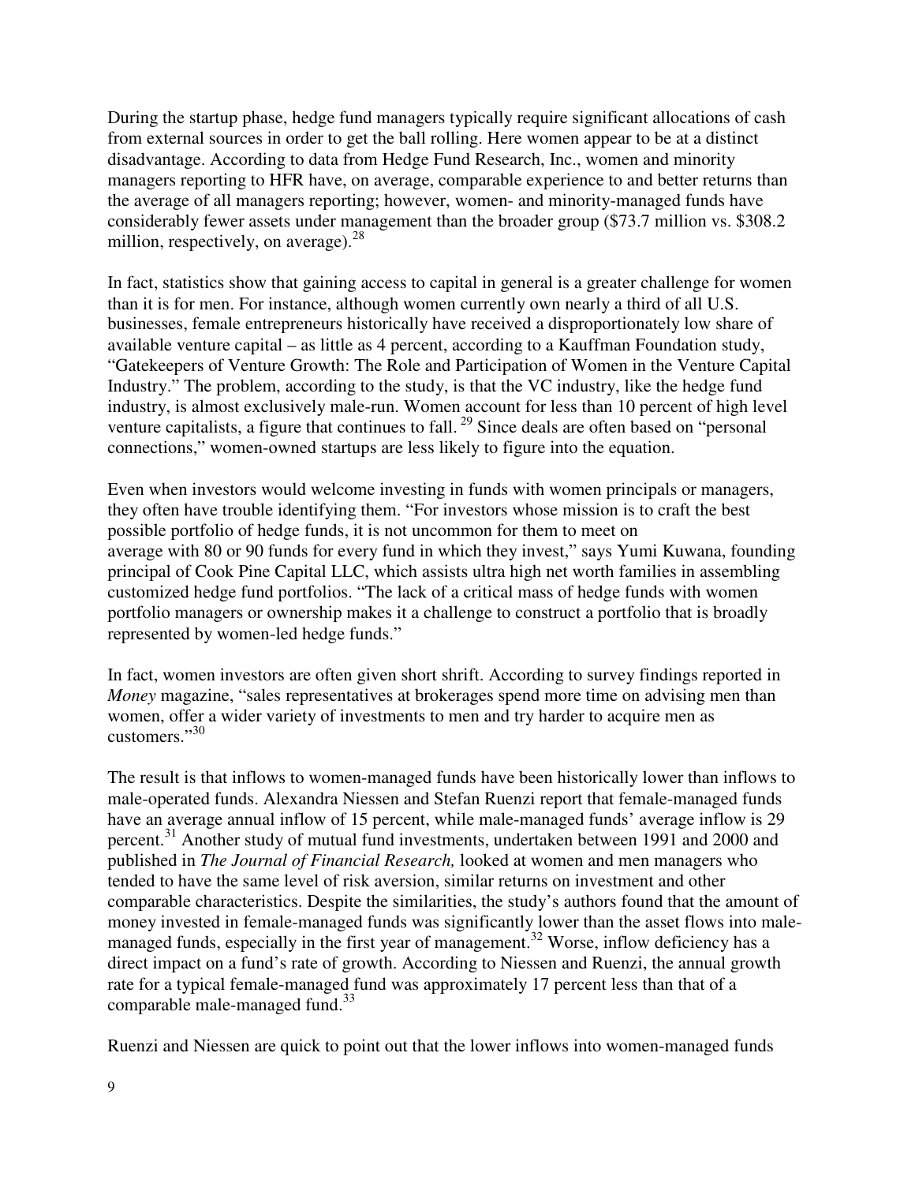During the startup phase, hedge fund managers typically require significant allocations of cash from external sources in order to get the ball rolling. Here women appear to be at a distinct disadvantage. According to data from Hedge Fund Research, Inc., women and minority managers reporting to HFR have, on average, comparable experience to and better returns than the average of all managers reporting; however, women- and minority-managed funds have considerably fewer assets under management than the broader group ($73.7 million vs. $308.2 million, respectively, on average).[28]

In fact, statistics show that gaining access to capital in general is a greater challenge for women than it is for men. For instance, although women currently own nearly a third of all U.S. businesses, female entrepreneurs historically have received a disproportionately low share of available venture capital – as little as 4 percent, according to a Kauffman Foundation study, "Gatekeepers of Venture Growth: The Role and Participation of Women in the Venture Capital Industry." The problem, according to the study, is that the VC industry, like the hedge fund industry, is almost exclusively male-run. Women account for less than 10 percent of high level venture capitalists, a figure that continues to fall.[29] Since deals are often based on "personal connections," women-owned startups are less likely to figure into the equation.

Even when investors would welcome investing in funds with women principals or managers, they often have trouble identifying them. "For investors whose mission is to craft the best possible portfolio of hedge funds, it is not uncommon for them to meet on average with 80 or 90 funds for every fund in which they invest," says Yumi Kuwana, founding principal of Cook Pine Capital LLC, which assists ultra high net worth families in assembling customized hedge fund portfolios. "The lack of a critical mass of hedge funds with women portfolio managers or ownership makes it a challenge to construct a portfolio that is broadly represented by women-led hedge funds."

In fact, women investors are often given short shrift. According to survey findings reported in *Money* magazine, "sales representatives at brokerages spend more time on advising men than women, offer a wider variety of investments to men and try harder to acquire men as customers."[30]

The result is that inflows to women-managed funds have been historically lower than inflows to male-operated funds. Alexandra Niessen and Stefan Ruenzi report that female-managed funds have an average annual inflow of 15 percent, while male-managed funds' average inflow is 29 percent.[31] Another study of mutual fund investments, undertaken between 1991 and 2000 and published in *The Journal of Financial Research,* looked at women and men managers who tended to have the same level of risk aversion, similar returns on investment and other comparable characteristics. Despite the similarities, the study's authors found that the amount of money invested in female-managed funds was significantly lower than the asset flows into male-managed funds, especially in the first year of management.[32] Worse, inflow deficiency has a direct impact on a fund's rate of growth. According to Niessen and Ruenzi, the annual growth rate for a typical female-managed fund was approximately 17 percent less than that of a comparable male-managed fund.[33]

Ruenzi and Niessen are quick to point out that the lower inflows into women-managed funds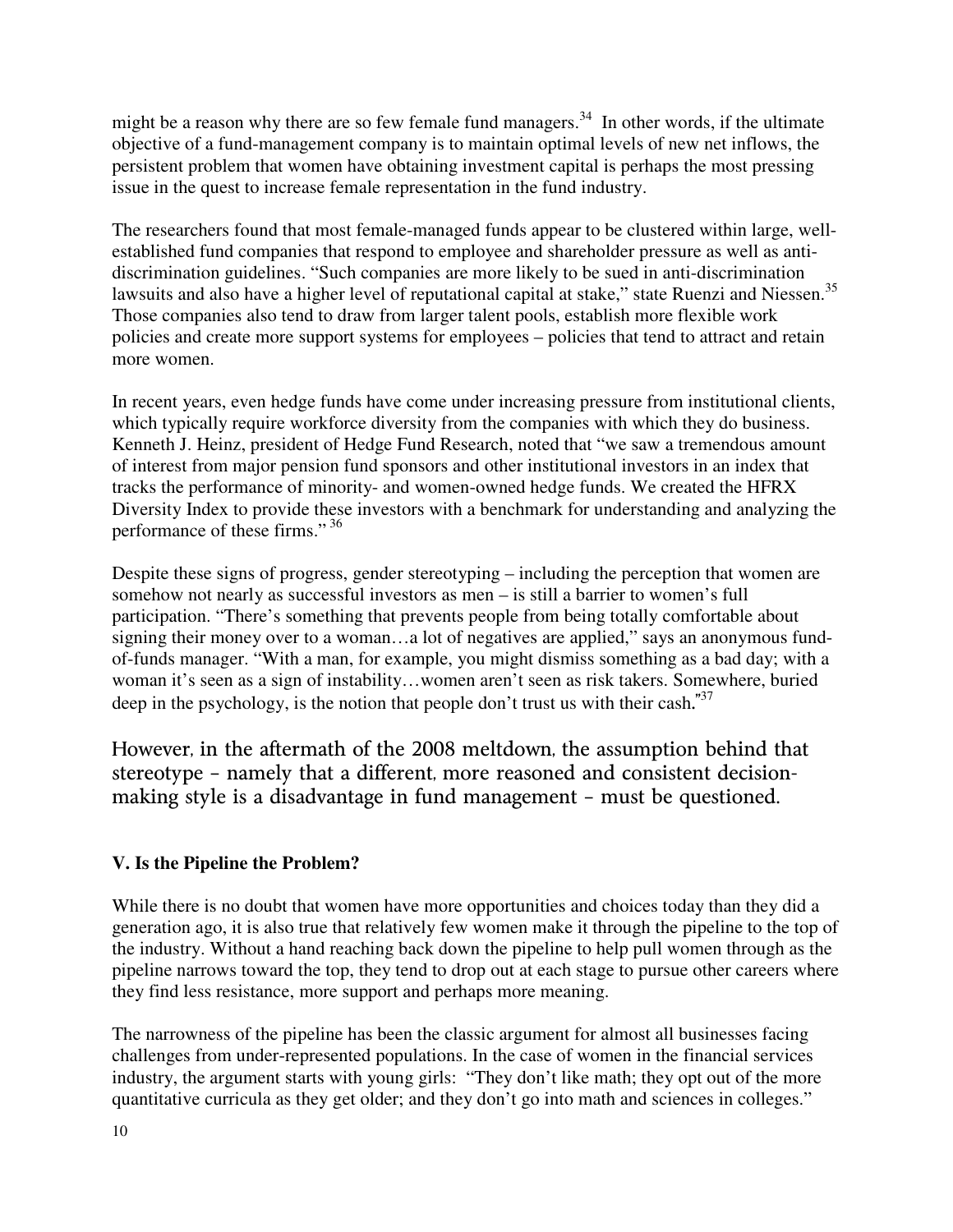might be a reason why there are so few female fund managers.[34] In other words, if the ultimate objective of a fund-management company is to maintain optimal levels of new net inflows, the persistent problem that women have obtaining investment capital is perhaps the most pressing issue in the quest to increase female representation in the fund industry.

The researchers found that most female-managed funds appear to be clustered within large, well-established fund companies that respond to employee and shareholder pressure as well as anti-discrimination guidelines. "Such companies are more likely to be sued in anti-discrimination lawsuits and also have a higher level of reputational capital at stake," state Ruenzi and Niessen.[35] Those companies also tend to draw from larger talent pools, establish more flexible work policies and create more support systems for employees – policies that tend to attract and retain more women.

In recent years, even hedge funds have come under increasing pressure from institutional clients, which typically require workforce diversity from the companies with which they do business. Kenneth J. Heinz, president of Hedge Fund Research, noted that "we saw a tremendous amount of interest from major pension fund sponsors and other institutional investors in an index that tracks the performance of minority- and women-owned hedge funds. We created the HFRX Diversity Index to provide these investors with a benchmark for understanding and analyzing the performance of these firms." [36]

Despite these signs of progress, gender stereotyping – including the perception that women are somehow not nearly as successful investors as men – is still a barrier to women's full participation. "There's something that prevents people from being totally comfortable about signing their money over to a woman…a lot of negatives are applied," says an anonymous fund-of-funds manager. "With a man, for example, you might dismiss something as a bad day; with a woman it's seen as a sign of instability…women aren't seen as risk takers. Somewhere, buried deep in the psychology, is the notion that people don't trust us with their cash."[37]

However, in the aftermath of the 2008 meltdown, the assumption behind that stereotype – namely that a different, more reasoned and consistent decision-making style is a disadvantage in fund management – must be questioned.

## V. Is the Pipeline the Problem?

While there is no doubt that women have more opportunities and choices today than they did a generation ago, it is also true that relatively few women make it through the pipeline to the top of the industry. Without a hand reaching back down the pipeline to help pull women through as the pipeline narrows toward the top, they tend to drop out at each stage to pursue other careers where they find less resistance, more support and perhaps more meaning.

The narrowness of the pipeline has been the classic argument for almost all businesses facing challenges from under-represented populations. In the case of women in the financial services industry, the argument starts with young girls: "They don't like math; they opt out of the more quantitative curricula as they get older; and they don't go into math and sciences in colleges."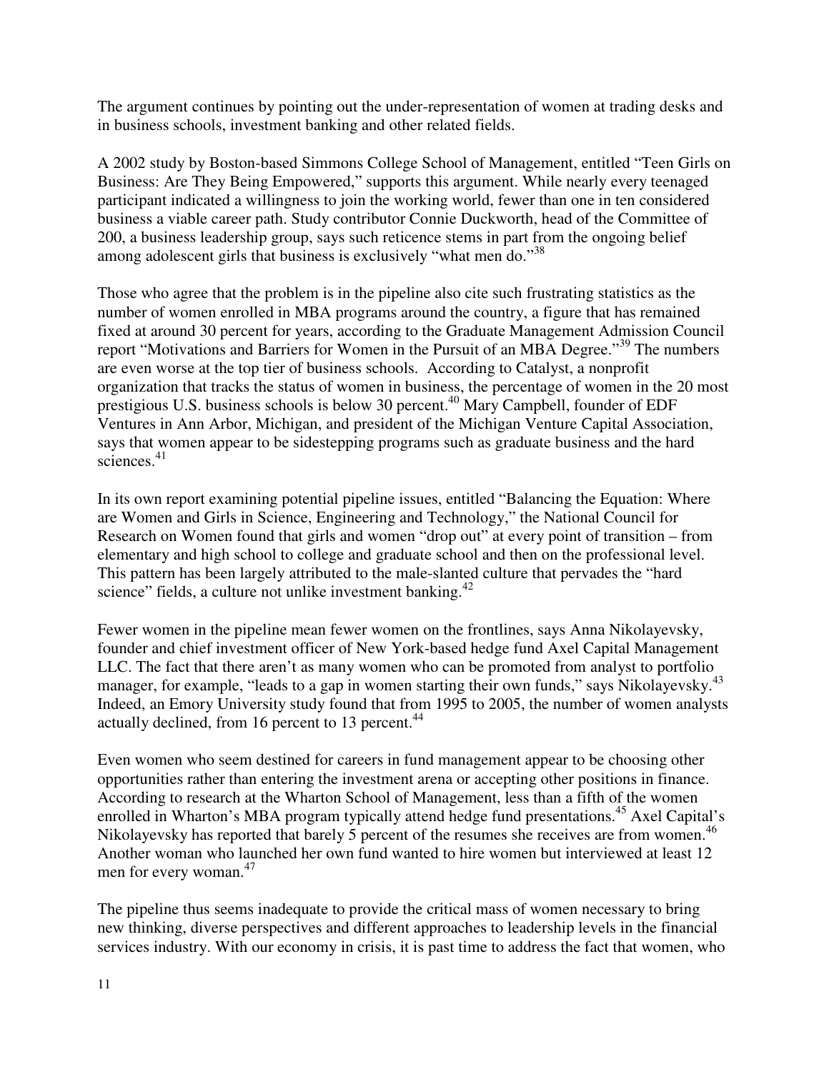The argument continues by pointing out the under-representation of women at trading desks and in business schools, investment banking and other related fields.

A 2002 study by Boston-based Simmons College School of Management, entitled "Teen Girls on Business: Are They Being Empowered," supports this argument. While nearly every teenaged participant indicated a willingness to join the working world, fewer than one in ten considered business a viable career path. Study contributor Connie Duckworth, head of the Committee of 200, a business leadership group, says such reticence stems in part from the ongoing belief among adolescent girls that business is exclusively "what men do."[38]

Those who agree that the problem is in the pipeline also cite such frustrating statistics as the number of women enrolled in MBA programs around the country, a figure that has remained fixed at around 30 percent for years, according to the Graduate Management Admission Council report "Motivations and Barriers for Women in the Pursuit of an MBA Degree."[39] The numbers are even worse at the top tier of business schools. According to Catalyst, a nonprofit organization that tracks the status of women in business, the percentage of women in the 20 most prestigious U.S. business schools is below 30 percent.[40] Mary Campbell, founder of EDF Ventures in Ann Arbor, Michigan, and president of the Michigan Venture Capital Association, says that women appear to be sidestepping programs such as graduate business and the hard sciences.[41]

In its own report examining potential pipeline issues, entitled "Balancing the Equation: Where are Women and Girls in Science, Engineering and Technology," the National Council for Research on Women found that girls and women "drop out" at every point of transition – from elementary and high school to college and graduate school and then on the professional level. This pattern has been largely attributed to the male-slanted culture that pervades the "hard science" fields, a culture not unlike investment banking.[42]

Fewer women in the pipeline mean fewer women on the frontlines, says Anna Nikolayevsky, founder and chief investment officer of New York-based hedge fund Axel Capital Management LLC. The fact that there aren't as many women who can be promoted from analyst to portfolio manager, for example, "leads to a gap in women starting their own funds," says Nikolayevsky.[43] Indeed, an Emory University study found that from 1995 to 2005, the number of women analysts actually declined, from 16 percent to 13 percent.[44]

Even women who seem destined for careers in fund management appear to be choosing other opportunities rather than entering the investment arena or accepting other positions in finance. According to research at the Wharton School of Management, less than a fifth of the women enrolled in Wharton's MBA program typically attend hedge fund presentations.[45] Axel Capital's Nikolayevsky has reported that barely 5 percent of the resumes she receives are from women.[46] Another woman who launched her own fund wanted to hire women but interviewed at least 12 men for every woman.[47]

The pipeline thus seems inadequate to provide the critical mass of women necessary to bring new thinking, diverse perspectives and different approaches to leadership levels in the financial services industry. With our economy in crisis, it is past time to address the fact that women, who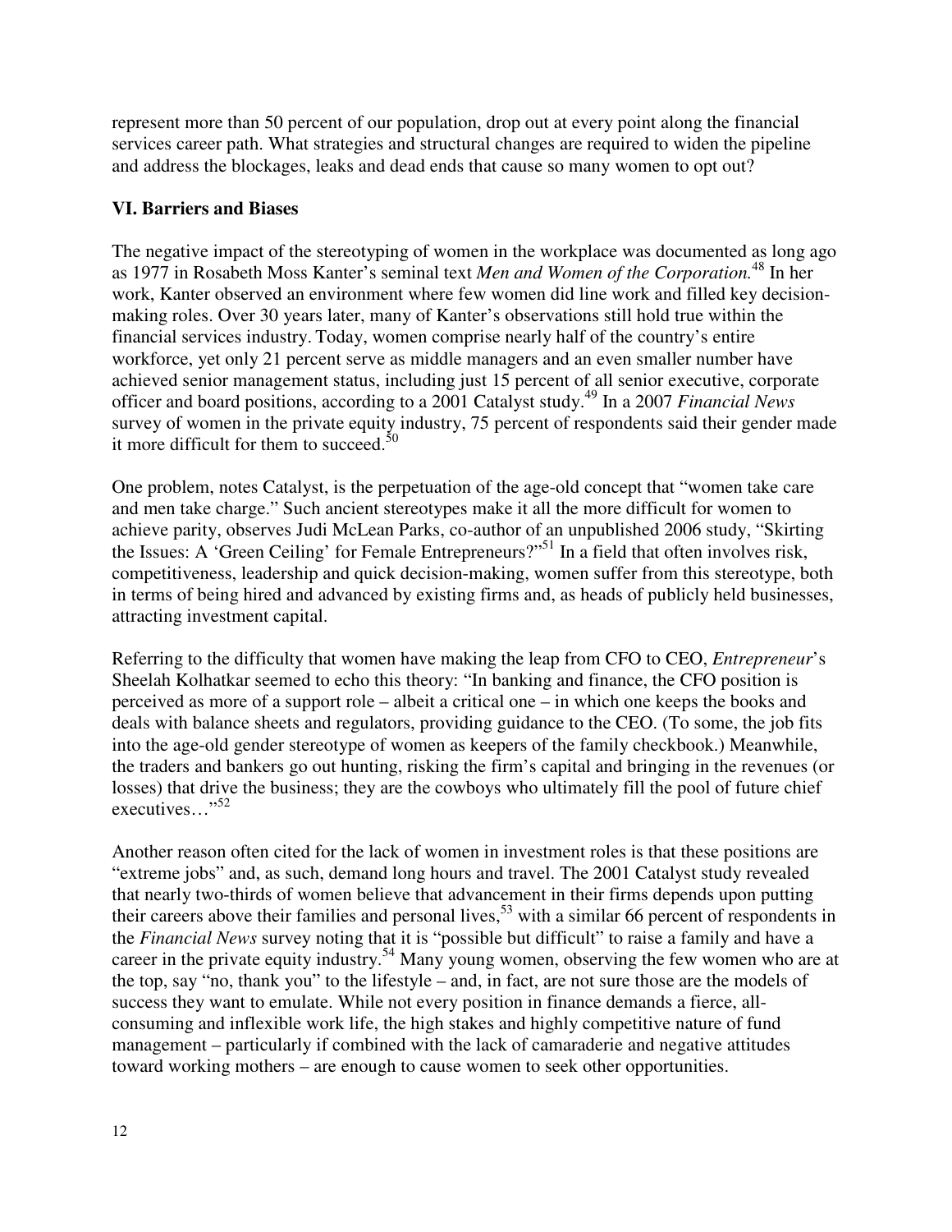represent more than 50 percent of our population, drop out at every point along the financial services career path. What strategies and structural changes are required to widen the pipeline and address the blockages, leaks and dead ends that cause so many women to opt out?

## VI. Barriers and Biases

The negative impact of the stereotyping of women in the workplace was documented as long ago as 1977 in Rosabeth Moss Kanter's seminal text *Men and Women of the Corporation.*[48] In her work, Kanter observed an environment where few women did line work and filled key decision-making roles. Over 30 years later, many of Kanter's observations still hold true within the financial services industry. Today, women comprise nearly half of the country's entire workforce, yet only 21 percent serve as middle managers and an even smaller number have achieved senior management status, including just 15 percent of all senior executive, corporate officer and board positions, according to a 2001 Catalyst study.[49] In a 2007 *Financial News* survey of women in the private equity industry, 75 percent of respondents said their gender made it more difficult for them to succeed.[50]

One problem, notes Catalyst, is the perpetuation of the age-old concept that "women take care and men take charge." Such ancient stereotypes make it all the more difficult for women to achieve parity, observes Judi McLean Parks, co-author of an unpublished 2006 study, "Skirting the Issues: A 'Green Ceiling' for Female Entrepreneurs?"[51] In a field that often involves risk, competitiveness, leadership and quick decision-making, women suffer from this stereotype, both in terms of being hired and advanced by existing firms and, as heads of publicly held businesses, attracting investment capital.

Referring to the difficulty that women have making the leap from CFO to CEO, *Entrepreneur*'s Sheelah Kolhatkar seemed to echo this theory: "In banking and finance, the CFO position is perceived as more of a support role – albeit a critical one – in which one keeps the books and deals with balance sheets and regulators, providing guidance to the CEO. (To some, the job fits into the age-old gender stereotype of women as keepers of the family checkbook.) Meanwhile, the traders and bankers go out hunting, risking the firm's capital and bringing in the revenues (or losses) that drive the business; they are the cowboys who ultimately fill the pool of future chief executives…"[52]

Another reason often cited for the lack of women in investment roles is that these positions are "extreme jobs" and, as such, demand long hours and travel. The 2001 Catalyst study revealed that nearly two-thirds of women believe that advancement in their firms depends upon putting their careers above their families and personal lives,[53] with a similar 66 percent of respondents in the *Financial News* survey noting that it is "possible but difficult" to raise a family and have a career in the private equity industry.[54] Many young women, observing the few women who are at the top, say "no, thank you" to the lifestyle – and, in fact, are not sure those are the models of success they want to emulate. While not every position in finance demands a fierce, all-consuming and inflexible work life, the high stakes and highly competitive nature of fund management – particularly if combined with the lack of camaraderie and negative attitudes toward working mothers – are enough to cause women to seek other opportunities.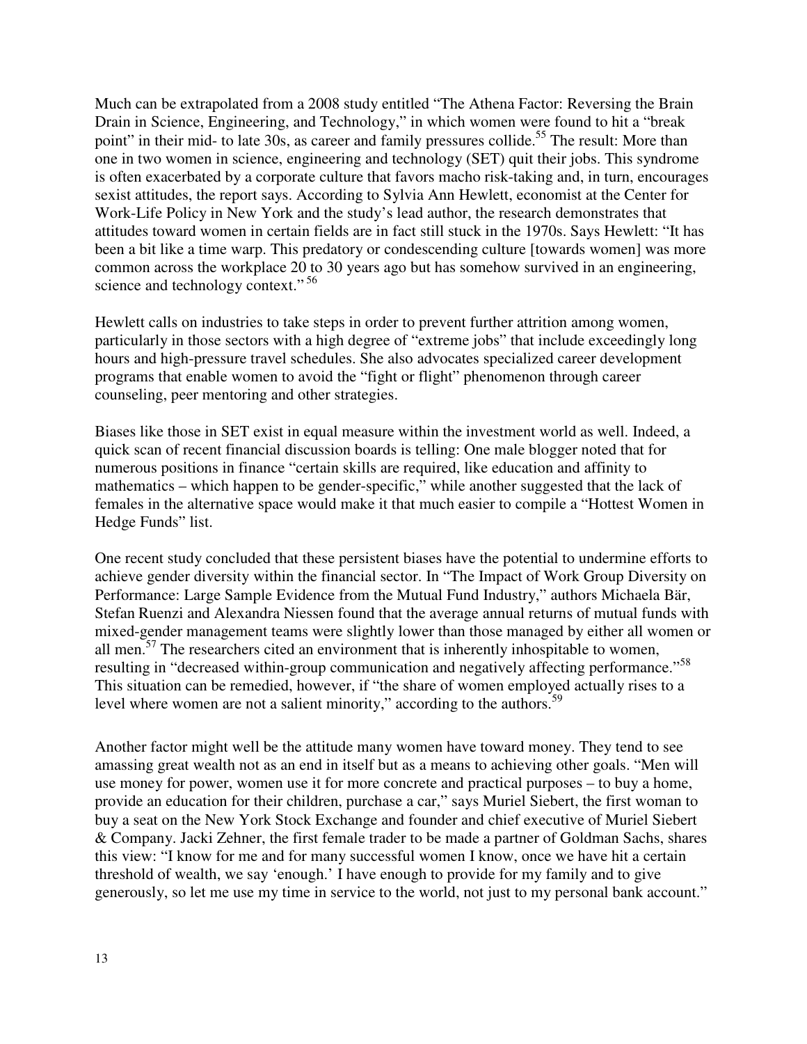Much can be extrapolated from a 2008 study entitled "The Athena Factor: Reversing the Brain Drain in Science, Engineering, and Technology," in which women were found to hit a "break point" in their mid- to late 30s, as career and family pressures collide.[55] The result: More than one in two women in science, engineering and technology (SET) quit their jobs. This syndrome is often exacerbated by a corporate culture that favors macho risk-taking and, in turn, encourages sexist attitudes, the report says. According to Sylvia Ann Hewlett, economist at the Center for Work-Life Policy in New York and the study's lead author, the research demonstrates that attitudes toward women in certain fields are in fact still stuck in the 1970s. Says Hewlett: "It has been a bit like a time warp. This predatory or condescending culture [towards women] was more common across the workplace 20 to 30 years ago but has somehow survived in an engineering, science and technology context."[56]

Hewlett calls on industries to take steps in order to prevent further attrition among women, particularly in those sectors with a high degree of "extreme jobs" that include exceedingly long hours and high-pressure travel schedules. She also advocates specialized career development programs that enable women to avoid the "fight or flight" phenomenon through career counseling, peer mentoring and other strategies.

Biases like those in SET exist in equal measure within the investment world as well. Indeed, a quick scan of recent financial discussion boards is telling: One male blogger noted that for numerous positions in finance "certain skills are required, like education and affinity to mathematics – which happen to be gender-specific," while another suggested that the lack of females in the alternative space would make it that much easier to compile a "Hottest Women in Hedge Funds" list.

One recent study concluded that these persistent biases have the potential to undermine efforts to achieve gender diversity within the financial sector. In "The Impact of Work Group Diversity on Performance: Large Sample Evidence from the Mutual Fund Industry," authors Michaela Bär, Stefan Ruenzi and Alexandra Niessen found that the average annual returns of mutual funds with mixed-gender management teams were slightly lower than those managed by either all women or all men.[57] The researchers cited an environment that is inherently inhospitable to women, resulting in "decreased within-group communication and negatively affecting performance."[58] This situation can be remedied, however, if "the share of women employed actually rises to a level where women are not a salient minority," according to the authors.[59]

Another factor might well be the attitude many women have toward money. They tend to see amassing great wealth not as an end in itself but as a means to achieving other goals. "Men will use money for power, women use it for more concrete and practical purposes – to buy a home, provide an education for their children, purchase a car," says Muriel Siebert, the first woman to buy a seat on the New York Stock Exchange and founder and chief executive of Muriel Siebert & Company. Jacki Zehner, the first female trader to be made a partner of Goldman Sachs, shares this view: "I know for me and for many successful women I know, once we have hit a certain threshold of wealth, we say 'enough.' I have enough to provide for my family and to give generously, so let me use my time in service to the world, not just to my personal bank account."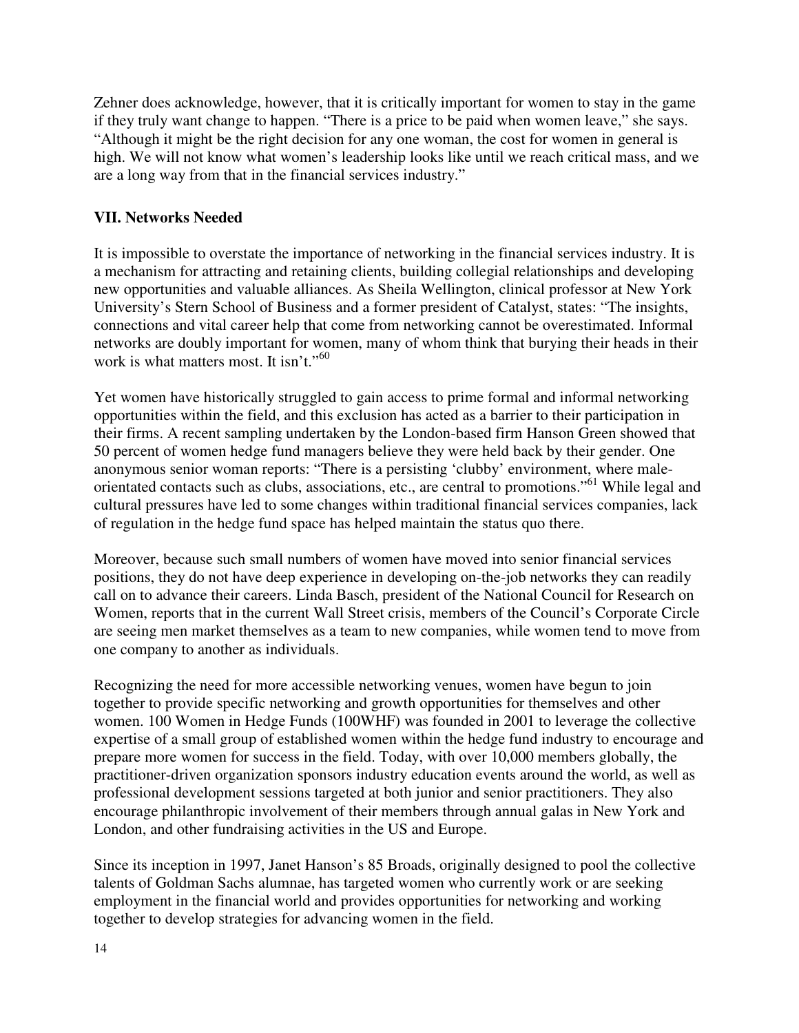Zehner does acknowledge, however, that it is critically important for women to stay in the game if they truly want change to happen. "There is a price to be paid when women leave," she says. "Although it might be the right decision for any one woman, the cost for women in general is high. We will not know what women's leadership looks like until we reach critical mass, and we are a long way from that in the financial services industry."

## VII. Networks Needed

It is impossible to overstate the importance of networking in the financial services industry. It is a mechanism for attracting and retaining clients, building collegial relationships and developing new opportunities and valuable alliances. As Sheila Wellington, clinical professor at New York University's Stern School of Business and a former president of Catalyst, states: "The insights, connections and vital career help that come from networking cannot be overestimated. Informal networks are doubly important for women, many of whom think that burying their heads in their work is what matters most. It isn't."[60]

Yet women have historically struggled to gain access to prime formal and informal networking opportunities within the field, and this exclusion has acted as a barrier to their participation in their firms. A recent sampling undertaken by the London-based firm Hanson Green showed that 50 percent of women hedge fund managers believe they were held back by their gender. One anonymous senior woman reports: "There is a persisting 'clubby' environment, where male-orientated contacts such as clubs, associations, etc., are central to promotions."[61] While legal and cultural pressures have led to some changes within traditional financial services companies, lack of regulation in the hedge fund space has helped maintain the status quo there.

Moreover, because such small numbers of women have moved into senior financial services positions, they do not have deep experience in developing on-the-job networks they can readily call on to advance their careers. Linda Basch, president of the National Council for Research on Women, reports that in the current Wall Street crisis, members of the Council's Corporate Circle are seeing men market themselves as a team to new companies, while women tend to move from one company to another as individuals.

Recognizing the need for more accessible networking venues, women have begun to join together to provide specific networking and growth opportunities for themselves and other women. 100 Women in Hedge Funds (100WHF) was founded in 2001 to leverage the collective expertise of a small group of established women within the hedge fund industry to encourage and prepare more women for success in the field. Today, with over 10,000 members globally, the practitioner-driven organization sponsors industry education events around the world, as well as professional development sessions targeted at both junior and senior practitioners. They also encourage philanthropic involvement of their members through annual galas in New York and London, and other fundraising activities in the US and Europe.

Since its inception in 1997, Janet Hanson's 85 Broads, originally designed to pool the collective talents of Goldman Sachs alumnae, has targeted women who currently work or are seeking employment in the financial world and provides opportunities for networking and working together to develop strategies for advancing women in the field.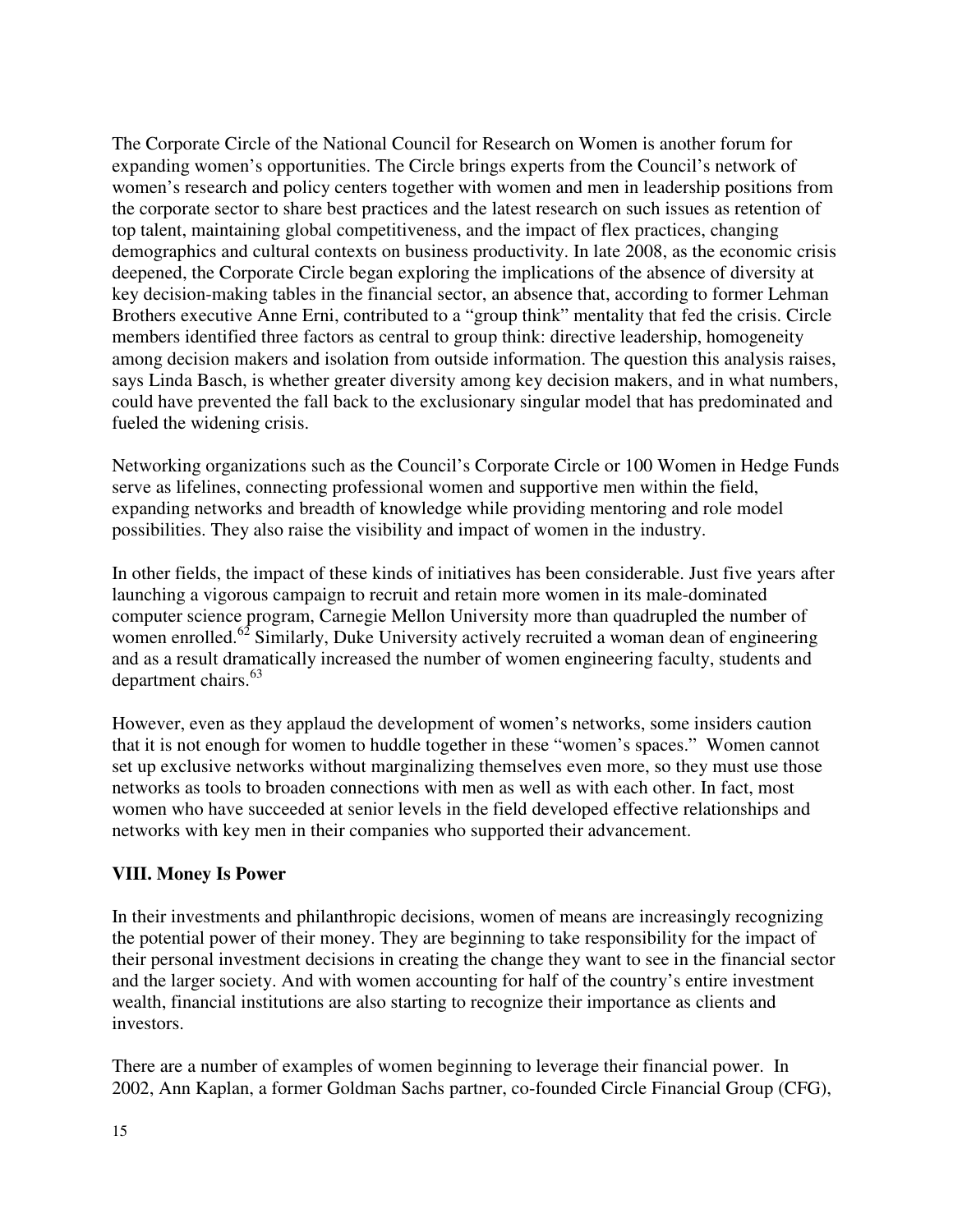The Corporate Circle of the National Council for Research on Women is another forum for expanding women's opportunities. The Circle brings experts from the Council's network of women's research and policy centers together with women and men in leadership positions from the corporate sector to share best practices and the latest research on such issues as retention of top talent, maintaining global competitiveness, and the impact of flex practices, changing demographics and cultural contexts on business productivity. In late 2008, as the economic crisis deepened, the Corporate Circle began exploring the implications of the absence of diversity at key decision-making tables in the financial sector, an absence that, according to former Lehman Brothers executive Anne Erni, contributed to a "group think" mentality that fed the crisis. Circle members identified three factors as central to group think: directive leadership, homogeneity among decision makers and isolation from outside information. The question this analysis raises, says Linda Basch, is whether greater diversity among key decision makers, and in what numbers, could have prevented the fall back to the exclusionary singular model that has predominated and fueled the widening crisis.

Networking organizations such as the Council's Corporate Circle or 100 Women in Hedge Funds serve as lifelines, connecting professional women and supportive men within the field, expanding networks and breadth of knowledge while providing mentoring and role model possibilities. They also raise the visibility and impact of women in the industry.

In other fields, the impact of these kinds of initiatives has been considerable. Just five years after launching a vigorous campaign to recruit and retain more women in its male-dominated computer science program, Carnegie Mellon University more than quadrupled the number of women enrolled.[62] Similarly, Duke University actively recruited a woman dean of engineering and as a result dramatically increased the number of women engineering faculty, students and department chairs.[63]

However, even as they applaud the development of women's networks, some insiders caution that it is not enough for women to huddle together in these "women's spaces." Women cannot set up exclusive networks without marginalizing themselves even more, so they must use those networks as tools to broaden connections with men as well as with each other. In fact, most women who have succeeded at senior levels in the field developed effective relationships and networks with key men in their companies who supported their advancement.

## VIII. Money Is Power

In their investments and philanthropic decisions, women of means are increasingly recognizing the potential power of their money. They are beginning to take responsibility for the impact of their personal investment decisions in creating the change they want to see in the financial sector and the larger society. And with women accounting for half of the country's entire investment wealth, financial institutions are also starting to recognize their importance as clients and investors.

There are a number of examples of women beginning to leverage their financial power. In 2002, Ann Kaplan, a former Goldman Sachs partner, co-founded Circle Financial Group (CFG),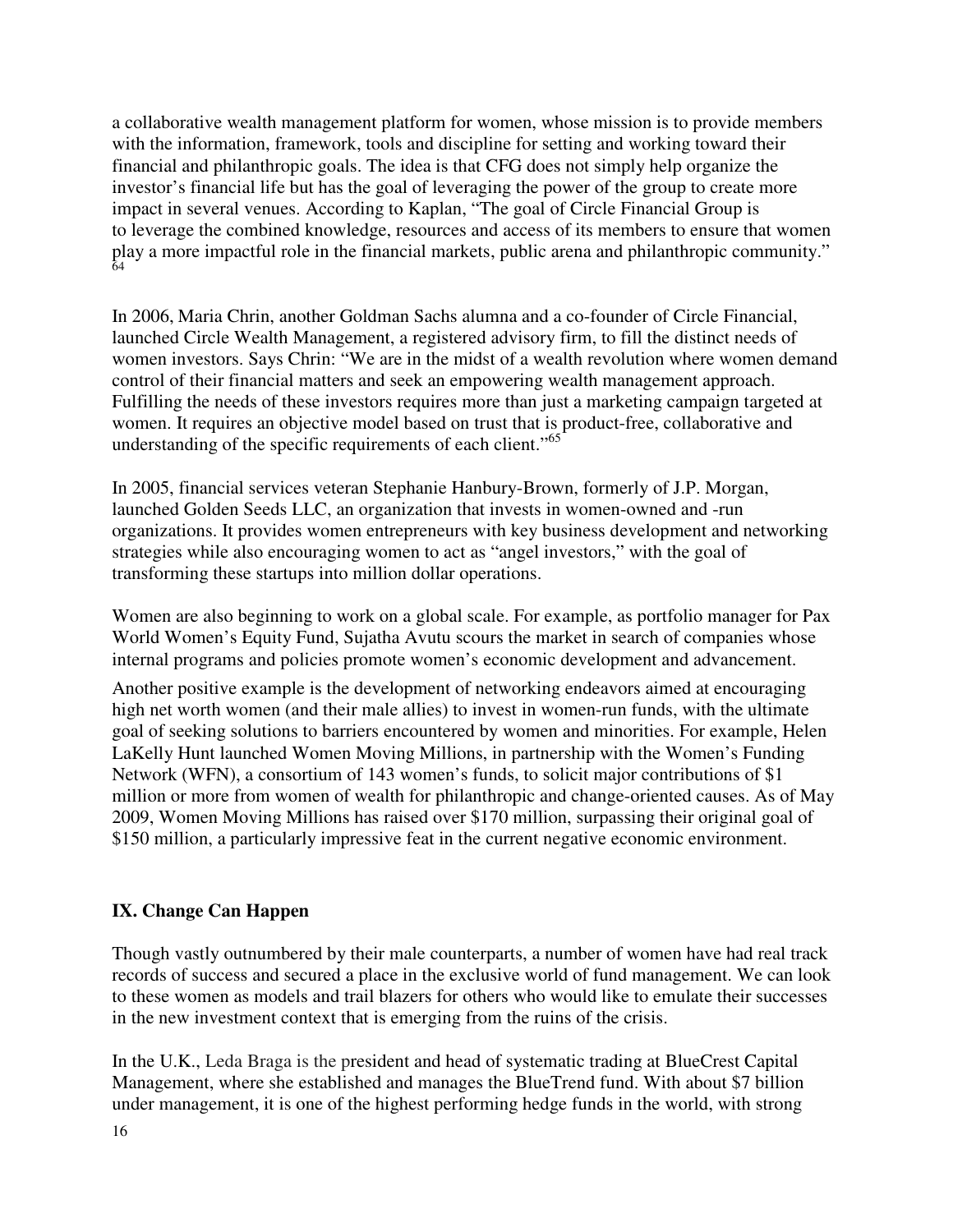a collaborative wealth management platform for women, whose mission is to provide members with the information, framework, tools and discipline for setting and working toward their financial and philanthropic goals. The idea is that CFG does not simply help organize the investor's financial life but has the goal of leveraging the power of the group to create more impact in several venues. According to Kaplan, "The goal of Circle Financial Group is to leverage the combined knowledge, resources and access of its members to ensure that women play a more impactful role in the financial markets, public arena and philanthropic community." [64]

In 2006, Maria Chrin, another Goldman Sachs alumna and a co-founder of Circle Financial, launched Circle Wealth Management, a registered advisory firm, to fill the distinct needs of women investors. Says Chrin: "We are in the midst of a wealth revolution where women demand control of their financial matters and seek an empowering wealth management approach. Fulfilling the needs of these investors requires more than just a marketing campaign targeted at women. It requires an objective model based on trust that is product-free, collaborative and understanding of the specific requirements of each client."[65]

In 2005, financial services veteran Stephanie Hanbury-Brown, formerly of J.P. Morgan, launched Golden Seeds LLC, an organization that invests in women-owned and -run organizations. It provides women entrepreneurs with key business development and networking strategies while also encouraging women to act as "angel investors," with the goal of transforming these startups into million dollar operations.

Women are also beginning to work on a global scale. For example, as portfolio manager for Pax World Women's Equity Fund, Sujatha Avutu scours the market in search of companies whose internal programs and policies promote women's economic development and advancement.

Another positive example is the development of networking endeavors aimed at encouraging high net worth women (and their male allies) to invest in women-run funds, with the ultimate goal of seeking solutions to barriers encountered by women and minorities. For example, Helen LaKelly Hunt launched Women Moving Millions, in partnership with the Women's Funding Network (WFN), a consortium of 143 women's funds, to solicit major contributions of $1 million or more from women of wealth for philanthropic and change-oriented causes. As of May 2009, Women Moving Millions has raised over $170 million, surpassing their original goal of $150 million, a particularly impressive feat in the current negative economic environment.

## IX. Change Can Happen

Though vastly outnumbered by their male counterparts, a number of women have had real track records of success and secured a place in the exclusive world of fund management. We can look to these women as models and trail blazers for others who would like to emulate their successes in the new investment context that is emerging from the ruins of the crisis.

In the U.K., Leda Braga is the president and head of systematic trading at BlueCrest Capital Management, where she established and manages the BlueTrend fund. With about $7 billion under management, it is one of the highest performing hedge funds in the world, with strong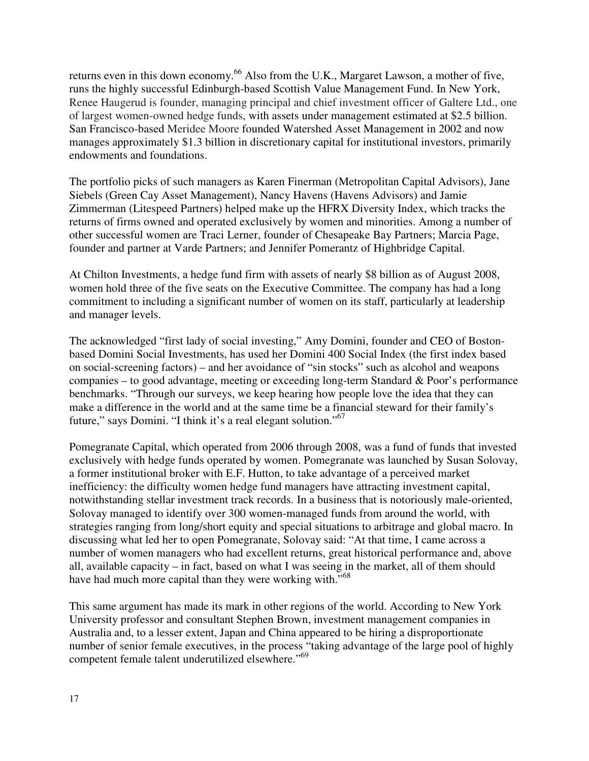returns even in this down economy.[66] Also from the U.K., Margaret Lawson, a mother of five, runs the highly successful Edinburgh-based Scottish Value Management Fund. In New York, Renee Haugerud is founder, managing principal and chief investment officer of Galtere Ltd., one of largest women-owned hedge funds, with assets under management estimated at $2.5 billion. San Francisco-based Meridee Moore founded Watershed Asset Management in 2002 and now manages approximately $1.3 billion in discretionary capital for institutional investors, primarily endowments and foundations.

The portfolio picks of such managers as Karen Finerman (Metropolitan Capital Advisors), Jane Siebels (Green Cay Asset Management), Nancy Havens (Havens Advisors) and Jamie Zimmerman (Litespeed Partners) helped make up the HFRX Diversity Index, which tracks the returns of firms owned and operated exclusively by women and minorities. Among a number of other successful women are Traci Lerner, founder of Chesapeake Bay Partners; Marcia Page, founder and partner at Varde Partners; and Jennifer Pomerantz of Highbridge Capital.

At Chilton Investments, a hedge fund firm with assets of nearly $8 billion as of August 2008, women hold three of the five seats on the Executive Committee. The company has had a long commitment to including a significant number of women on its staff, particularly at leadership and manager levels.

The acknowledged "first lady of social investing," Amy Domini, founder and CEO of Boston-based Domini Social Investments, has used her Domini 400 Social Index (the first index based on social-screening factors) – and her avoidance of "sin stocks" such as alcohol and weapons companies – to good advantage, meeting or exceeding long-term Standard & Poor's performance benchmarks. "Through our surveys, we keep hearing how people love the idea that they can make a difference in the world and at the same time be a financial steward for their family's future," says Domini. "I think it's a real elegant solution."[67]

Pomegranate Capital, which operated from 2006 through 2008, was a fund of funds that invested exclusively with hedge funds operated by women. Pomegranate was launched by Susan Solovay, a former institutional broker with E.F. Hutton, to take advantage of a perceived market inefficiency: the difficulty women hedge fund managers have attracting investment capital, notwithstanding stellar investment track records. In a business that is notoriously male-oriented, Solovay managed to identify over 300 women-managed funds from around the world, with strategies ranging from long/short equity and special situations to arbitrage and global macro. In discussing what led her to open Pomegranate, Solovay said: "At that time, I came across a number of women managers who had excellent returns, great historical performance and, above all, available capacity – in fact, based on what I was seeing in the market, all of them should have had much more capital than they were working with."[68]

This same argument has made its mark in other regions of the world. According to New York University professor and consultant Stephen Brown, investment management companies in Australia and, to a lesser extent, Japan and China appeared to be hiring a disproportionate number of senior female executives, in the process "taking advantage of the large pool of highly competent female talent underutilized elsewhere."[69]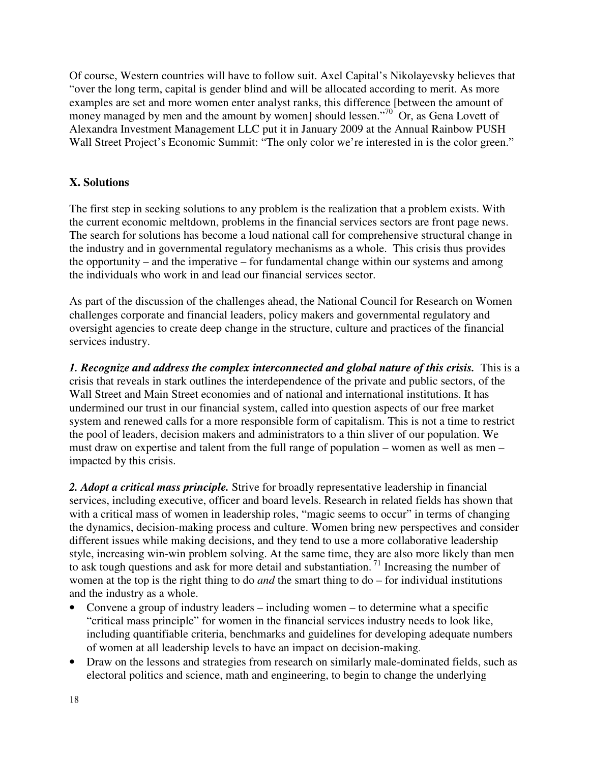Of course, Western countries will have to follow suit. Axel Capital's Nikolayevsky believes that "over the long term, capital is gender blind and will be allocated according to merit. As more examples are set and more women enter analyst ranks, this difference [between the amount of money managed by men and the amount by women] should lessen."[70] Or, as Gena Lovett of Alexandra Investment Management LLC put it in January 2009 at the Annual Rainbow PUSH Wall Street Project's Economic Summit: "The only color we're interested in is the color green."

## X. Solutions

The first step in seeking solutions to any problem is the realization that a problem exists. With the current economic meltdown, problems in the financial services sectors are front page news. The search for solutions has become a loud national call for comprehensive structural change in the industry and in governmental regulatory mechanisms as a whole. This crisis thus provides the opportunity – and the imperative – for fundamental change within our systems and among the individuals who work in and lead our financial services sector.

As part of the discussion of the challenges ahead, the National Council for Research on Women challenges corporate and financial leaders, policy makers and governmental regulatory and oversight agencies to create deep change in the structure, culture and practices of the financial services industry.

***1. Recognize and address the complex interconnected and global nature of this crisis.*** This is a crisis that reveals in stark outlines the interdependence of the private and public sectors, of the Wall Street and Main Street economies and of national and international institutions. It has undermined our trust in our financial system, called into question aspects of our free market system and renewed calls for a more responsible form of capitalism. This is not a time to restrict the pool of leaders, decision makers and administrators to a thin sliver of our population. We must draw on expertise and talent from the full range of population – women as well as men – impacted by this crisis.

***2. Adopt a critical mass principle.*** Strive for broadly representative leadership in financial services, including executive, officer and board levels. Research in related fields has shown that with a critical mass of women in leadership roles, "magic seems to occur" in terms of changing the dynamics, decision-making process and culture. Women bring new perspectives and consider different issues while making decisions, and they tend to use a more collaborative leadership style, increasing win-win problem solving. At the same time, they are also more likely than men to ask tough questions and ask for more detail and substantiation.[71] Increasing the number of women at the top is the right thing to do *and* the smart thing to do – for individual institutions and the industry as a whole.

- Convene a group of industry leaders – including women – to determine what a specific "critical mass principle" for women in the financial services industry needs to look like, including quantifiable criteria, benchmarks and guidelines for developing adequate numbers of women at all leadership levels to have an impact on decision-making.
- Draw on the lessons and strategies from research on similarly male-dominated fields, such as electoral politics and science, math and engineering, to begin to change the underlying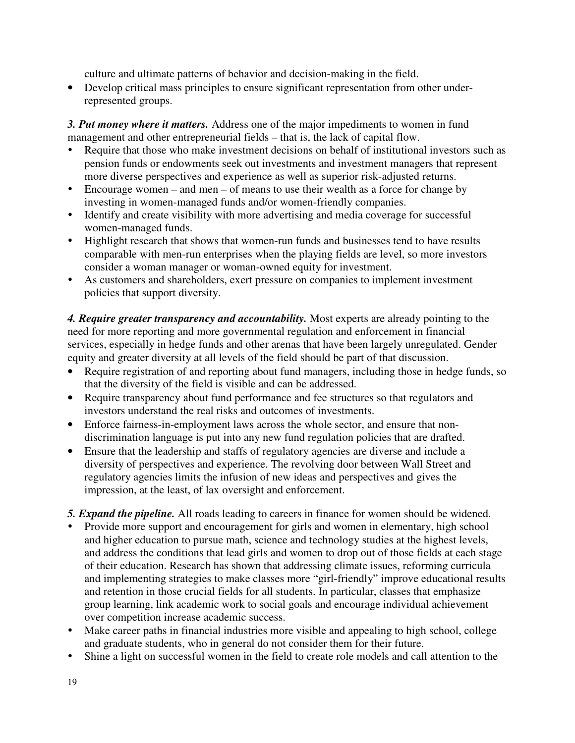culture and ultimate patterns of behavior and decision-making in the field.

- Develop critical mass principles to ensure significant representation from other under-represented groups.

***3. Put money where it matters.*** Address one of the major impediments to women in fund management and other entrepreneurial fields – that is, the lack of capital flow.

- Require that those who make investment decisions on behalf of institutional investors such as pension funds or endowments seek out investments and investment managers that represent more diverse perspectives and experience as well as superior risk-adjusted returns.
- Encourage women – and men – of means to use their wealth as a force for change by investing in women-managed funds and/or women-friendly companies.
- Identify and create visibility with more advertising and media coverage for successful women-managed funds.
- Highlight research that shows that women-run funds and businesses tend to have results comparable with men-run enterprises when the playing fields are level, so more investors consider a woman manager or woman-owned equity for investment.
- As customers and shareholders, exert pressure on companies to implement investment policies that support diversity.

***4. Require greater transparency and accountability.*** Most experts are already pointing to the need for more reporting and more governmental regulation and enforcement in financial services, especially in hedge funds and other arenas that have been largely unregulated. Gender equity and greater diversity at all levels of the field should be part of that discussion.

- Require registration of and reporting about fund managers, including those in hedge funds, so that the diversity of the field is visible and can be addressed.
- Require transparency about fund performance and fee structures so that regulators and investors understand the real risks and outcomes of investments.
- Enforce fairness-in-employment laws across the whole sector, and ensure that non-discrimination language is put into any new fund regulation policies that are drafted.
- Ensure that the leadership and staffs of regulatory agencies are diverse and include a diversity of perspectives and experience. The revolving door between Wall Street and regulatory agencies limits the infusion of new ideas and perspectives and gives the impression, at the least, of lax oversight and enforcement.

***5. Expand the pipeline.*** All roads leading to careers in finance for women should be widened.

- Provide more support and encouragement for girls and women in elementary, high school and higher education to pursue math, science and technology studies at the highest levels, and address the conditions that lead girls and women to drop out of those fields at each stage of their education. Research has shown that addressing climate issues, reforming curricula and implementing strategies to make classes more "girl-friendly" improve educational results and retention in those crucial fields for all students. In particular, classes that emphasize group learning, link academic work to social goals and encourage individual achievement over competition increase academic success.
- Make career paths in financial industries more visible and appealing to high school, college and graduate students, who in general do not consider them for their future.
- Shine a light on successful women in the field to create role models and call attention to the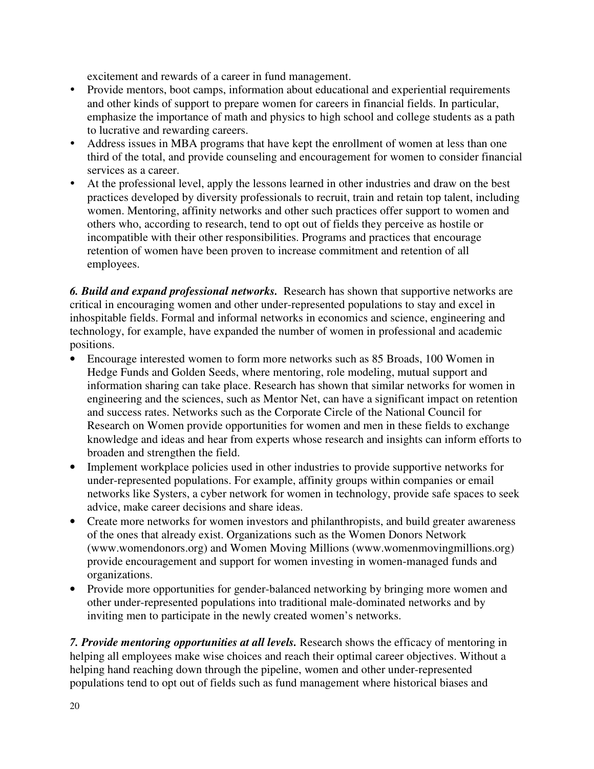excitement and rewards of a career in fund management.

- Provide mentors, boot camps, information about educational and experiential requirements and other kinds of support to prepare women for careers in financial fields. In particular, emphasize the importance of math and physics to high school and college students as a path to lucrative and rewarding careers.
- Address issues in MBA programs that have kept the enrollment of women at less than one third of the total, and provide counseling and encouragement for women to consider financial services as a career.
- At the professional level, apply the lessons learned in other industries and draw on the best practices developed by diversity professionals to recruit, train and retain top talent, including women. Mentoring, affinity networks and other such practices offer support to women and others who, according to research, tend to opt out of fields they perceive as hostile or incompatible with their other responsibilities. Programs and practices that encourage retention of women have been proven to increase commitment and retention of all employees.

***6. Build and expand professional networks.*** Research has shown that supportive networks are critical in encouraging women and other under-represented populations to stay and excel in inhospitable fields. Formal and informal networks in economics and science, engineering and technology, for example, have expanded the number of women in professional and academic positions.

- Encourage interested women to form more networks such as 85 Broads, 100 Women in Hedge Funds and Golden Seeds, where mentoring, role modeling, mutual support and information sharing can take place. Research has shown that similar networks for women in engineering and the sciences, such as Mentor Net, can have a significant impact on retention and success rates. Networks such as the Corporate Circle of the National Council for Research on Women provide opportunities for women and men in these fields to exchange knowledge and ideas and hear from experts whose research and insights can inform efforts to broaden and strengthen the field.
- Implement workplace policies used in other industries to provide supportive networks for under-represented populations. For example, affinity groups within companies or email networks like Systers, a cyber network for women in technology, provide safe spaces to seek advice, make career decisions and share ideas.
- Create more networks for women investors and philanthropists, and build greater awareness of the ones that already exist. Organizations such as the Women Donors Network (www.womendonors.org) and Women Moving Millions (www.womenmovingmillions.org) provide encouragement and support for women investing in women-managed funds and organizations.
- Provide more opportunities for gender-balanced networking by bringing more women and other under-represented populations into traditional male-dominated networks and by inviting men to participate in the newly created women's networks.

***7. Provide mentoring opportunities at all levels.*** Research shows the efficacy of mentoring in helping all employees make wise choices and reach their optimal career objectives. Without a helping hand reaching down through the pipeline, women and other under-represented populations tend to opt out of fields such as fund management where historical biases and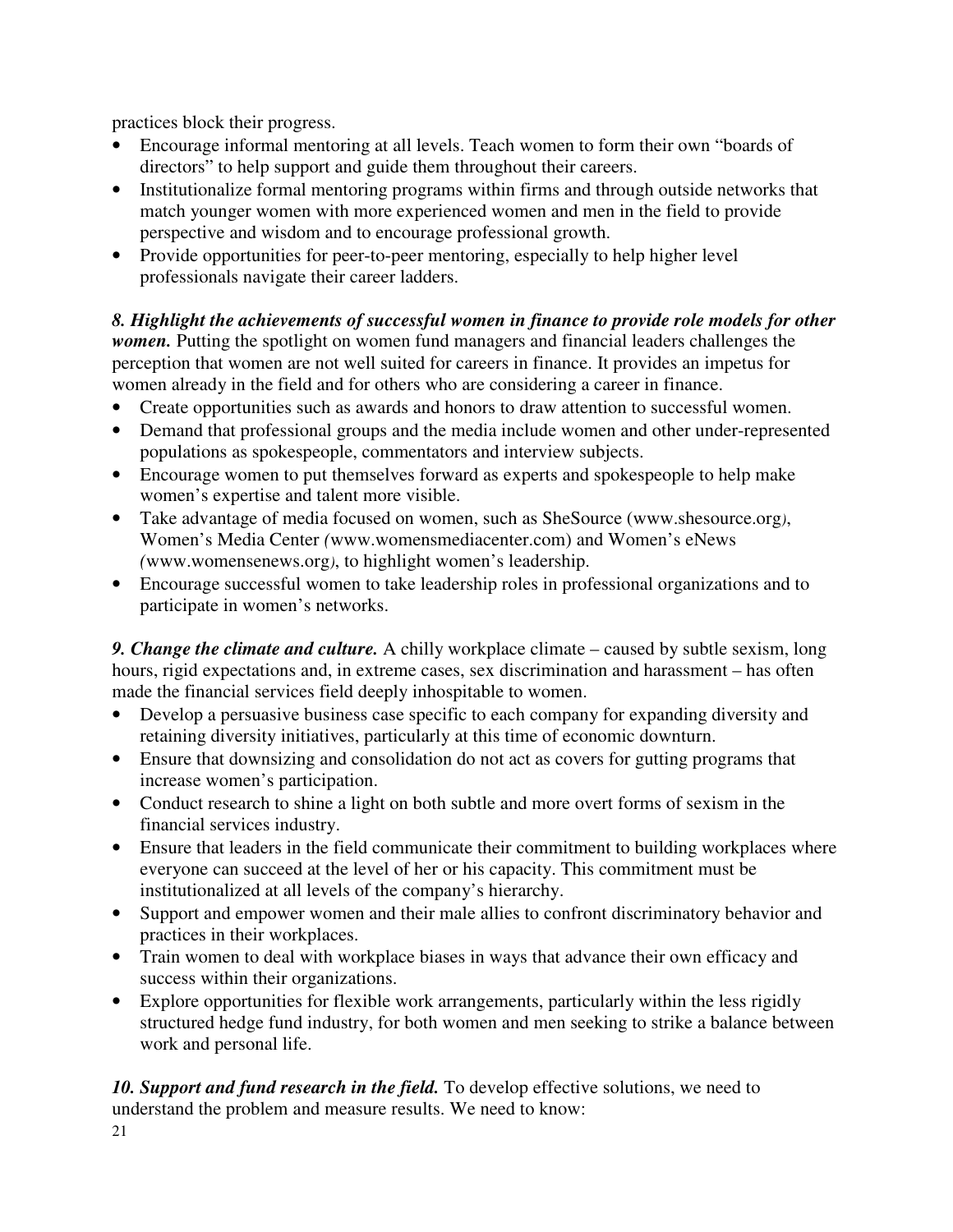practices block their progress.

- Encourage informal mentoring at all levels. Teach women to form their own "boards of directors" to help support and guide them throughout their careers.
- Institutionalize formal mentoring programs within firms and through outside networks that match younger women with more experienced women and men in the field to provide perspective and wisdom and to encourage professional growth.
- Provide opportunities for peer-to-peer mentoring, especially to help higher level professionals navigate their career ladders.

***8. Highlight the achievements of successful women in finance to provide role models for other women.*** Putting the spotlight on women fund managers and financial leaders challenges the perception that women are not well suited for careers in finance. It provides an impetus for women already in the field and for others who are considering a career in finance.

- Create opportunities such as awards and honors to draw attention to successful women.
- Demand that professional groups and the media include women and other under-represented populations as spokespeople, commentators and interview subjects.
- Encourage women to put themselves forward as experts and spokespeople to help make women's expertise and talent more visible.
- Take advantage of media focused on women, such as SheSource (www.shesource.org), Women's Media Center (www.womensmediacenter.com) and Women's eNews (www.womensenews.org), to highlight women's leadership.
- Encourage successful women to take leadership roles in professional organizations and to participate in women's networks.

***9. Change the climate and culture.*** A chilly workplace climate – caused by subtle sexism, long hours, rigid expectations and, in extreme cases, sex discrimination and harassment – has often made the financial services field deeply inhospitable to women.

- Develop a persuasive business case specific to each company for expanding diversity and retaining diversity initiatives, particularly at this time of economic downturn.
- Ensure that downsizing and consolidation do not act as covers for gutting programs that increase women's participation.
- Conduct research to shine a light on both subtle and more overt forms of sexism in the financial services industry.
- Ensure that leaders in the field communicate their commitment to building workplaces where everyone can succeed at the level of her or his capacity. This commitment must be institutionalized at all levels of the company's hierarchy.
- Support and empower women and their male allies to confront discriminatory behavior and practices in their workplaces.
- Train women to deal with workplace biases in ways that advance their own efficacy and success within their organizations.
- Explore opportunities for flexible work arrangements, particularly within the less rigidly structured hedge fund industry, for both women and men seeking to strike a balance between work and personal life.

***10. Support and fund research in the field.*** To develop effective solutions, we need to understand the problem and measure results. We need to know: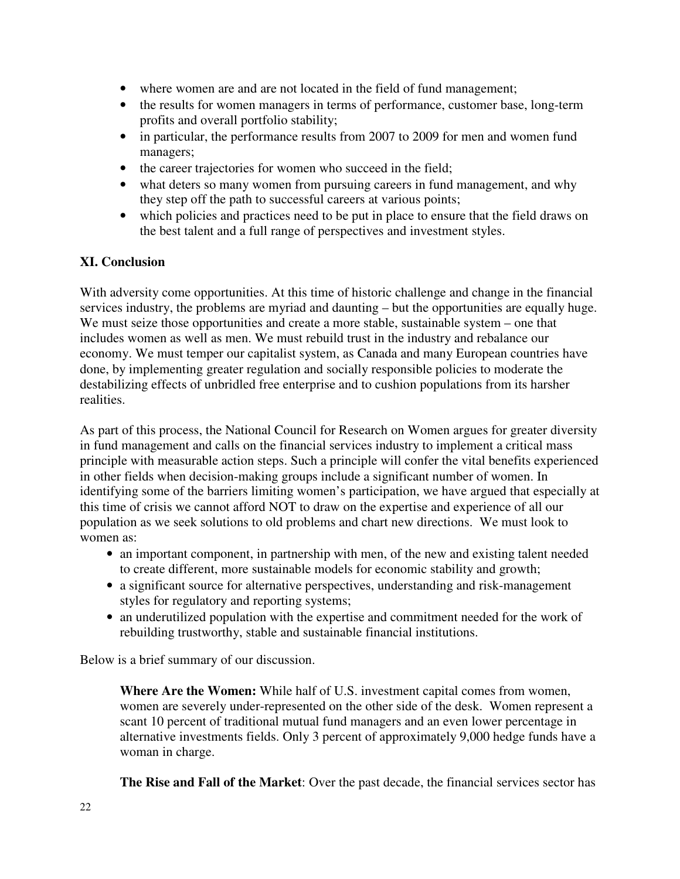- where women are and are not located in the field of fund management;
- the results for women managers in terms of performance, customer base, long-term profits and overall portfolio stability;
- in particular, the performance results from 2007 to 2009 for men and women fund managers;
- the career trajectories for women who succeed in the field;
- what deters so many women from pursuing careers in fund management, and why they step off the path to successful careers at various points;
- which policies and practices need to be put in place to ensure that the field draws on the best talent and a full range of perspectives and investment styles.

## XI. Conclusion

With adversity come opportunities. At this time of historic challenge and change in the financial services industry, the problems are myriad and daunting – but the opportunities are equally huge. We must seize those opportunities and create a more stable, sustainable system – one that includes women as well as men. We must rebuild trust in the industry and rebalance our economy. We must temper our capitalist system, as Canada and many European countries have done, by implementing greater regulation and socially responsible policies to moderate the destabilizing effects of unbridled free enterprise and to cushion populations from its harsher realities.

As part of this process, the National Council for Research on Women argues for greater diversity in fund management and calls on the financial services industry to implement a critical mass principle with measurable action steps. Such a principle will confer the vital benefits experienced in other fields when decision-making groups include a significant number of women. In identifying some of the barriers limiting women's participation, we have argued that especially at this time of crisis we cannot afford NOT to draw on the expertise and experience of all our population as we seek solutions to old problems and chart new directions. We must look to women as:

- an important component, in partnership with men, of the new and existing talent needed to create different, more sustainable models for economic stability and growth;
- a significant source for alternative perspectives, understanding and risk-management styles for regulatory and reporting systems;
- an underutilized population with the expertise and commitment needed for the work of rebuilding trustworthy, stable and sustainable financial institutions.

Below is a brief summary of our discussion.

**Where Are the Women:** While half of U.S. investment capital comes from women, women are severely under-represented on the other side of the desk. Women represent a scant 10 percent of traditional mutual fund managers and an even lower percentage in alternative investments fields. Only 3 percent of approximately 9,000 hedge funds have a woman in charge.

**The Rise and Fall of the Market**: Over the past decade, the financial services sector has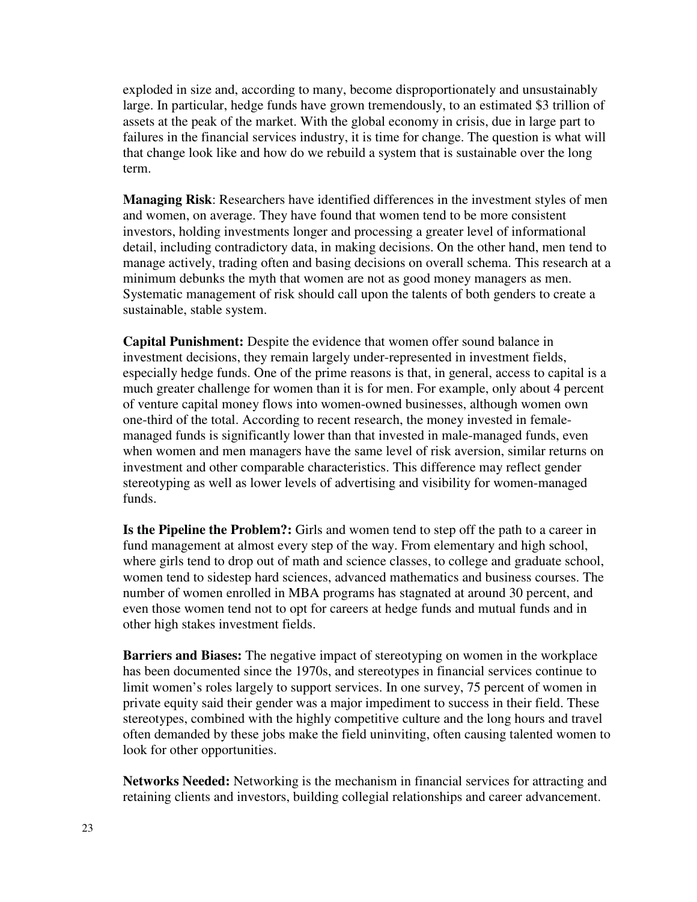exploded in size and, according to many, become disproportionately and unsustainably large. In particular, hedge funds have grown tremendously, to an estimated $3 trillion of assets at the peak of the market. With the global economy in crisis, due in large part to failures in the financial services industry, it is time for change. The question is what will that change look like and how do we rebuild a system that is sustainable over the long term.

**Managing Risk**: Researchers have identified differences in the investment styles of men and women, on average. They have found that women tend to be more consistent investors, holding investments longer and processing a greater level of informational detail, including contradictory data, in making decisions. On the other hand, men tend to manage actively, trading often and basing decisions on overall schema. This research at a minimum debunks the myth that women are not as good money managers as men. Systematic management of risk should call upon the talents of both genders to create a sustainable, stable system.

**Capital Punishment:** Despite the evidence that women offer sound balance in investment decisions, they remain largely under-represented in investment fields, especially hedge funds. One of the prime reasons is that, in general, access to capital is a much greater challenge for women than it is for men. For example, only about 4 percent of venture capital money flows into women-owned businesses, although women own one-third of the total. According to recent research, the money invested in female-managed funds is significantly lower than that invested in male-managed funds, even when women and men managers have the same level of risk aversion, similar returns on investment and other comparable characteristics. This difference may reflect gender stereotyping as well as lower levels of advertising and visibility for women-managed funds.

**Is the Pipeline the Problem?:** Girls and women tend to step off the path to a career in fund management at almost every step of the way. From elementary and high school, where girls tend to drop out of math and science classes, to college and graduate school, women tend to sidestep hard sciences, advanced mathematics and business courses. The number of women enrolled in MBA programs has stagnated at around 30 percent, and even those women tend not to opt for careers at hedge funds and mutual funds and in other high stakes investment fields.

**Barriers and Biases:** The negative impact of stereotyping on women in the workplace has been documented since the 1970s, and stereotypes in financial services continue to limit women's roles largely to support services. In one survey, 75 percent of women in private equity said their gender was a major impediment to success in their field. These stereotypes, combined with the highly competitive culture and the long hours and travel often demanded by these jobs make the field uninviting, often causing talented women to look for other opportunities.

**Networks Needed:** Networking is the mechanism in financial services for attracting and retaining clients and investors, building collegial relationships and career advancement.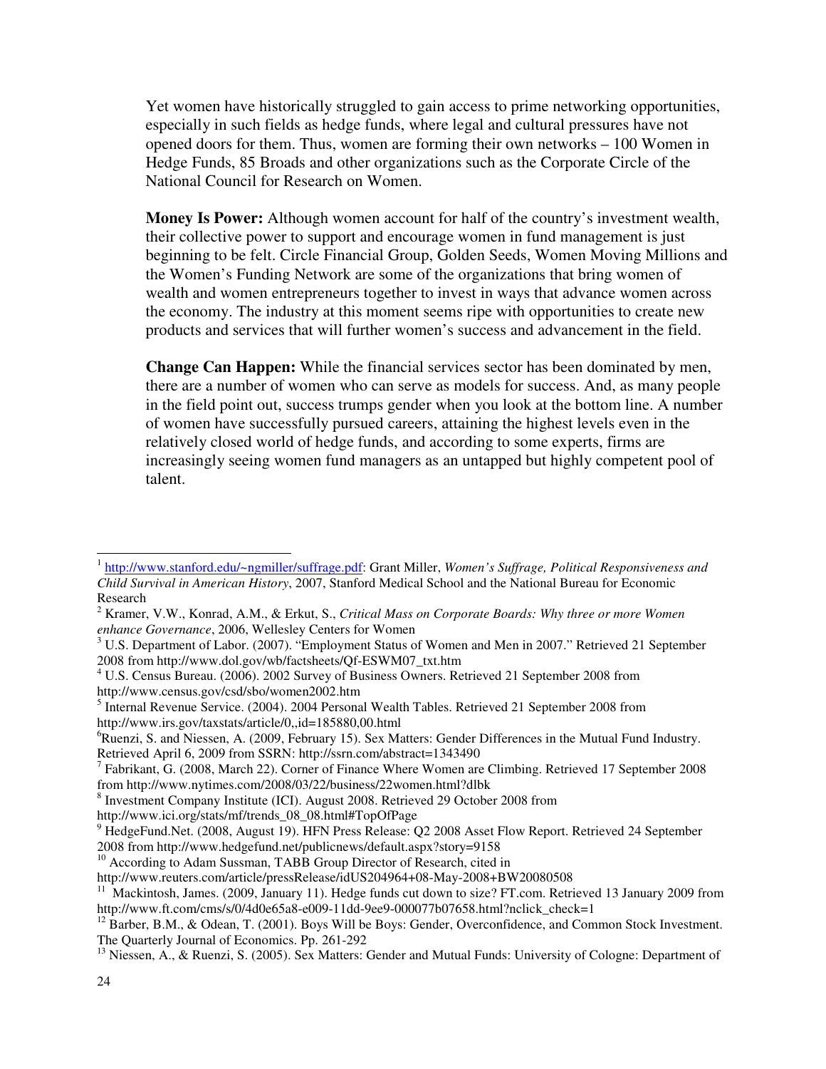Yet women have historically struggled to gain access to prime networking opportunities, especially in such fields as hedge funds, where legal and cultural pressures have not opened doors for them. Thus, women are forming their own networks – 100 Women in Hedge Funds, 85 Broads and other organizations such as the Corporate Circle of the National Council for Research on Women.

**Money Is Power:** Although women account for half of the country's investment wealth, their collective power to support and encourage women in fund management is just beginning to be felt. Circle Financial Group, Golden Seeds, Women Moving Millions and the Women's Funding Network are some of the organizations that bring women of wealth and women entrepreneurs together to invest in ways that advance women across the economy. The industry at this moment seems ripe with opportunities to create new products and services that will further women's success and advancement in the field.

**Change Can Happen:** While the financial services sector has been dominated by men, there are a number of women who can serve as models for success. And, as many people in the field point out, success trumps gender when you look at the bottom line. A number of women have successfully pursued careers, attaining the highest levels even in the relatively closed world of hedge funds, and according to some experts, firms are increasingly seeing women fund managers as an untapped but highly competent pool of talent.

---

[1] http://www.stanford.edu/~ngmiller/suffrage.pdf: Grant Miller, *Women's Suffrage, Political Responsiveness and Child Survival in American History*, 2007, Stanford Medical School and the National Bureau for Economic Research

[2] Kramer, V.W., Konrad, A.M., & Erkut, S., *Critical Mass on Corporate Boards: Why three or more Women enhance Governance*, 2006, Wellesley Centers for Women

[3] U.S. Department of Labor. (2007). "Employment Status of Women and Men in 2007." Retrieved 21 September 2008 from http://www.dol.gov/wb/factsheets/Qf-ESWM07_txt.htm

[4] U.S. Census Bureau. (2006). 2002 Survey of Business Owners. Retrieved 21 September 2008 from http://www.census.gov/csd/sbo/women2002.htm

[5] Internal Revenue Service. (2004). 2004 Personal Wealth Tables. Retrieved 21 September 2008 from http://www.irs.gov/taxstats/article/0,,id=185880,00.html

[6] Ruenzi, S. and Niessen, A. (2009, February 15). Sex Matters: Gender Differences in the Mutual Fund Industry. Retrieved April 6, 2009 from SSRN: http://ssrn.com/abstract=1343490

[7] Fabrikant, G. (2008, March 22). Corner of Finance Where Women are Climbing. Retrieved 17 September 2008 from http://www.nytimes.com/2008/03/22/business/22women.html?dlbk

[8] Investment Company Institute (ICI). August 2008. Retrieved 29 October 2008 from http://www.ici.org/stats/mf/trends_08_08.html#TopOfPage

[9] HedgeFund.Net. (2008, August 19). HFN Press Release: Q2 2008 Asset Flow Report. Retrieved 24 September 2008 from http://www.hedgefund.net/publicnews/default.aspx?story=9158

[10] According to Adam Sussman, TABB Group Director of Research, cited in http://www.reuters.com/article/pressRelease/idUS204964+08-May-2008+BW20080508

[11] Mackintosh, James. (2009, January 11). Hedge funds cut down to size? FT.com. Retrieved 13 January 2009 from http://www.ft.com/cms/s/0/4d0e65a8-e009-11dd-9ee9-000077b07658.html?nclick_check=1

[12] Barber, B.M., & Odean, T. (2001). Boys Will be Boys: Gender, Overconfidence, and Common Stock Investment. The Quarterly Journal of Economics. Pp. 261-292

[13] Niessen, A., & Ruenzi, S. (2005). Sex Matters: Gender and Mutual Funds: University of Cologne: Department of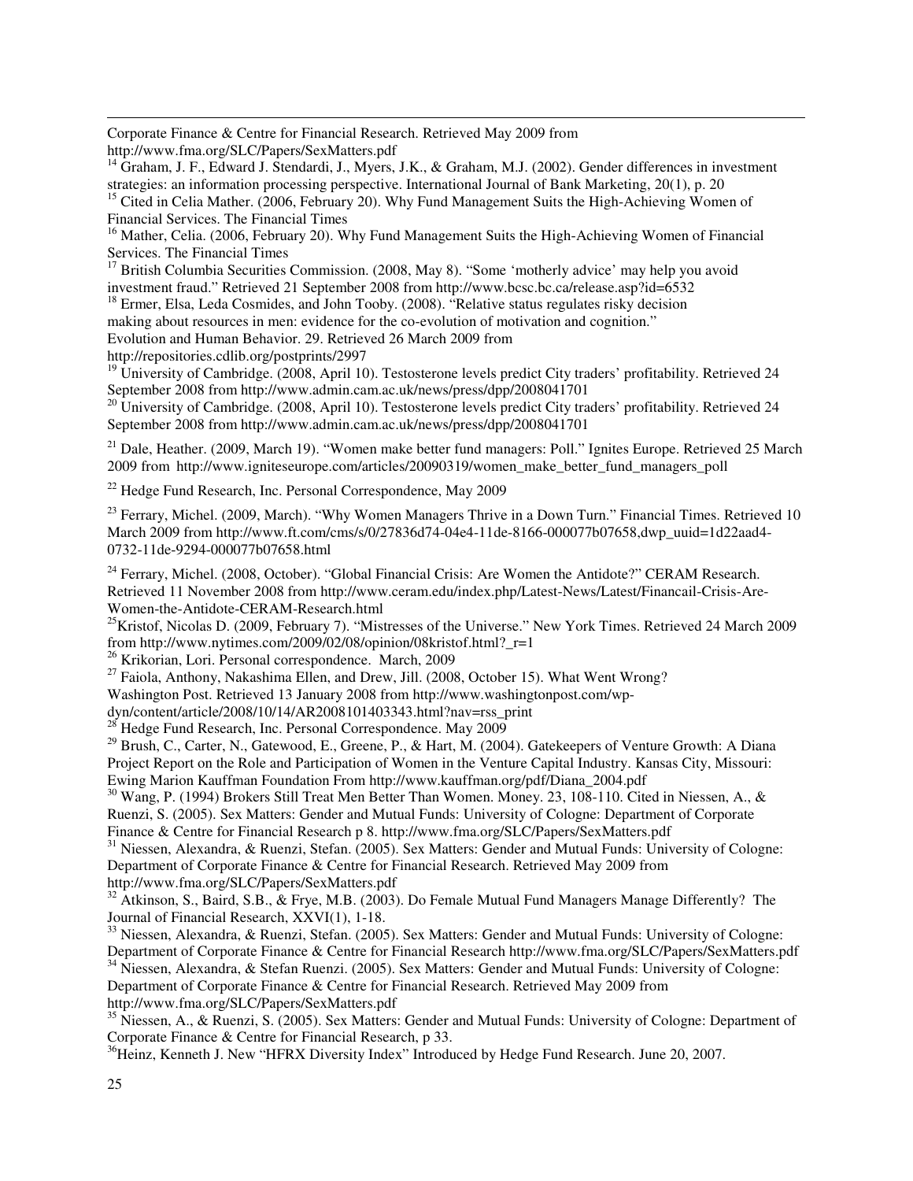Corporate Finance & Centre for Financial Research. Retrieved May 2009 from http://www.fma.org/SLC/Papers/SexMatters.pdf

[14] Graham, J. F., Edward J. Stendardi, J., Myers, J.K., & Graham, M.J. (2002). Gender differences in investment strategies: an information processing perspective. International Journal of Bank Marketing, 20(1), p. 20

[15] Cited in Celia Mather. (2006, February 20). Why Fund Management Suits the High-Achieving Women of Financial Services. The Financial Times

[16] Mather, Celia. (2006, February 20). Why Fund Management Suits the High-Achieving Women of Financial Services. The Financial Times

[17] British Columbia Securities Commission. (2008, May 8). "Some 'motherly advice' may help you avoid investment fraud." Retrieved 21 September 2008 from http://www.bcsc.bc.ca/release.asp?id=6532

[18] Ermer, Elsa, Leda Cosmides, and John Tooby. (2008). "Relative status regulates risky decision making about resources in men: evidence for the co-evolution of motivation and cognition." Evolution and Human Behavior. 29. Retrieved 26 March 2009 from http://repositories.cdlib.org/postprints/2997

[19] University of Cambridge. (2008, April 10). Testosterone levels predict City traders' profitability. Retrieved 24 September 2008 from http://www.admin.cam.ac.uk/news/press/dpp/2008041701

[20] University of Cambridge. (2008, April 10). Testosterone levels predict City traders' profitability. Retrieved 24 September 2008 from http://www.admin.cam.ac.uk/news/press/dpp/2008041701

[21] Dale, Heather. (2009, March 19). "Women make better fund managers: Poll." Ignites Europe. Retrieved 25 March 2009 from http://www.igniteseurope.com/articles/20090319/women_make_better_fund_managers_poll

[22] Hedge Fund Research, Inc. Personal Correspondence, May 2009

[23] Ferrary, Michel. (2009, March). "Why Women Managers Thrive in a Down Turn." Financial Times. Retrieved 10 March 2009 from http://www.ft.com/cms/s/0/27836d74-04e4-11de-8166-000077b07658,dwp_uuid=1d22aad4-0732-11de-9294-000077b07658.html

[24] Ferrary, Michel. (2008, October). "Global Financial Crisis: Are Women the Antidote?" CERAM Research. Retrieved 11 November 2008 from http://www.ceram.edu/index.php/Latest-News/Latest/Financail-Crisis-Are-Women-the-Antidote-CERAM-Research.html

[25] Kristof, Nicolas D. (2009, February 7). "Mistresses of the Universe." New York Times. Retrieved 24 March 2009 from http://www.nytimes.com/2009/02/08/opinion/08kristof.html?_r=1

[26] Krikorian, Lori. Personal correspondence. March, 2009

[27] Faiola, Anthony, Nakashima Ellen, and Drew, Jill. (2008, October 15). What Went Wrong? Washington Post. Retrieved 13 January 2008 from http://www.washingtonpost.com/wp-dyn/content/article/2008/10/14/AR2008101403343.html?nav=rss_print

[28] Hedge Fund Research, Inc. Personal Correspondence. May 2009

[29] Brush, C., Carter, N., Gatewood, E., Greene, P., & Hart, M. (2004). Gatekeepers of Venture Growth: A Diana Project Report on the Role and Participation of Women in the Venture Capital Industry. Kansas City, Missouri: Ewing Marion Kauffman Foundation From http://www.kauffman.org/pdf/Diana_2004.pdf

[30] Wang, P. (1994) Brokers Still Treat Men Better Than Women. Money. 23, 108-110. Cited in Niessen, A., & Ruenzi, S. (2005). Sex Matters: Gender and Mutual Funds: University of Cologne: Department of Corporate Finance & Centre for Financial Research p 8. http://www.fma.org/SLC/Papers/SexMatters.pdf

[31] Niessen, Alexandra, & Ruenzi, Stefan. (2005). Sex Matters: Gender and Mutual Funds: University of Cologne: Department of Corporate Finance & Centre for Financial Research. Retrieved May 2009 from http://www.fma.org/SLC/Papers/SexMatters.pdf

[32] Atkinson, S., Baird, S.B., & Frye, M.B. (2003). Do Female Mutual Fund Managers Manage Differently? The Journal of Financial Research, XXVI(1), 1-18.

[33] Niessen, Alexandra, & Ruenzi, Stefan. (2005). Sex Matters: Gender and Mutual Funds: University of Cologne: Department of Corporate Finance & Centre for Financial Research http://www.fma.org/SLC/Papers/SexMatters.pdf

[34] Niessen, Alexandra, & Stefan Ruenzi. (2005). Sex Matters: Gender and Mutual Funds: University of Cologne: Department of Corporate Finance & Centre for Financial Research. Retrieved May 2009 from http://www.fma.org/SLC/Papers/SexMatters.pdf

[35] Niessen, A., & Ruenzi, S. (2005). Sex Matters: Gender and Mutual Funds: University of Cologne: Department of Corporate Finance & Centre for Financial Research, p 33.

[36] Heinz, Kenneth J. New "HFRX Diversity Index" Introduced by Hedge Fund Research. June 20, 2007.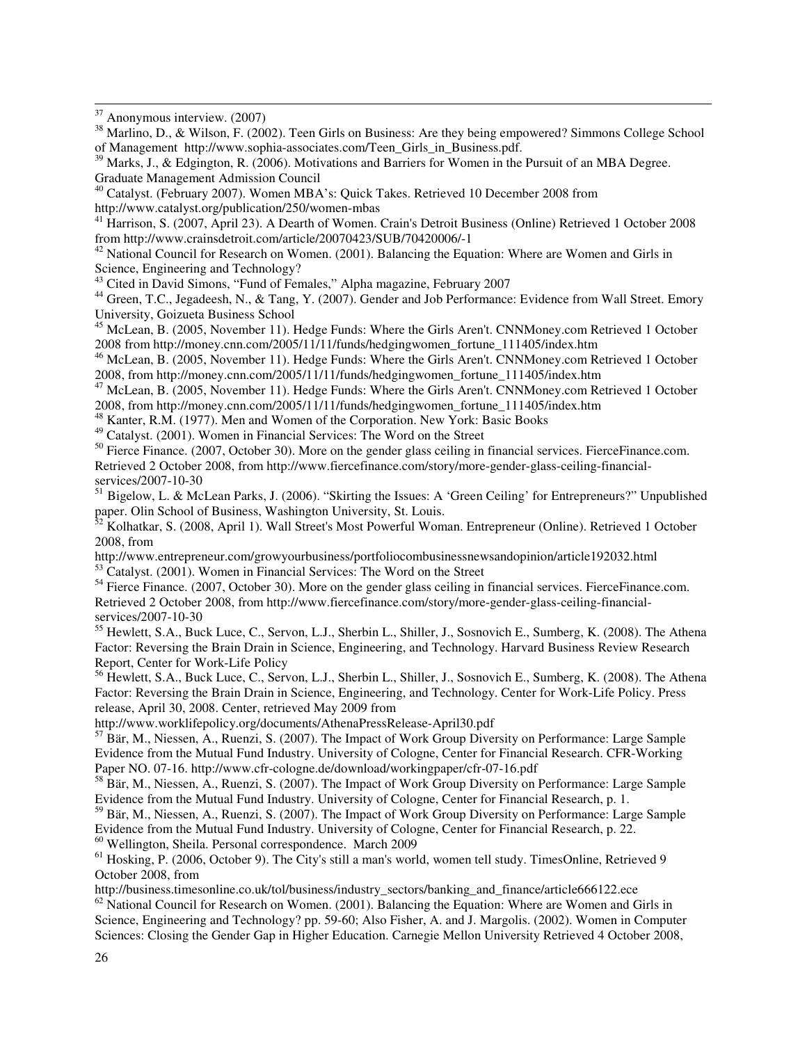[37] Anonymous interview. (2007)

[38] Marlino, D., & Wilson, F. (2002). Teen Girls on Business: Are they being empowered? Simmons College School of Management http://www.sophia-associates.com/Teen_Girls_in_Business.pdf.

[39] Marks, J., & Edgington, R. (2006). Motivations and Barriers for Women in the Pursuit of an MBA Degree. Graduate Management Admission Council

[40] Catalyst. (February 2007). Women MBA's: Quick Takes. Retrieved 10 December 2008 from http://www.catalyst.org/publication/250/women-mbas

[41] Harrison, S. (2007, April 23). A Dearth of Women. Crain's Detroit Business (Online) Retrieved 1 October 2008 from http://www.crainsdetroit.com/article/20070423/SUB/70420006/-1

[42] National Council for Research on Women. (2001). Balancing the Equation: Where are Women and Girls in Science, Engineering and Technology?

[43] Cited in David Simons, "Fund of Females," Alpha magazine, February 2007

[44] Green, T.C., Jegadeesh, N., & Tang, Y. (2007). Gender and Job Performance: Evidence from Wall Street. Emory University, Goizueta Business School

[45] McLean, B. (2005, November 11). Hedge Funds: Where the Girls Aren't. CNNMoney.com Retrieved 1 October 2008 from http://money.cnn.com/2005/11/11/funds/hedgingwomen_fortune_111405/index.htm

[46] McLean, B. (2005, November 11). Hedge Funds: Where the Girls Aren't. CNNMoney.com Retrieved 1 October 2008, from http://money.cnn.com/2005/11/11/funds/hedgingwomen_fortune_111405/index.htm

[47] McLean, B. (2005, November 11). Hedge Funds: Where the Girls Aren't. CNNMoney.com Retrieved 1 October 2008, from http://money.cnn.com/2005/11/11/funds/hedgingwomen_fortune_111405/index.htm

[48] Kanter, R.M. (1977). Men and Women of the Corporation. New York: Basic Books

[49] Catalyst. (2001). Women in Financial Services: The Word on the Street

[50] Fierce Finance. (2007, October 30). More on the gender glass ceiling in financial services. FierceFinance.com. Retrieved 2 October 2008, from http://www.fiercefinance.com/story/more-gender-glass-ceiling-financial-services/2007-10-30

[51] Bigelow, L. & McLean Parks, J. (2006). "Skirting the Issues: A 'Green Ceiling' for Entrepreneurs?" Unpublished paper. Olin School of Business, Washington University, St. Louis.

[52] Kolhatkar, S. (2008, April 1). Wall Street's Most Powerful Woman. Entrepreneur (Online). Retrieved 1 October 2008, from http://www.entrepreneur.com/growyourbusiness/portfoliocombusinessnewsandopinion/article192032.html

[53] Catalyst. (2001). Women in Financial Services: The Word on the Street

[54] Fierce Finance. (2007, October 30). More on the gender glass ceiling in financial services. FierceFinance.com. Retrieved 2 October 2008, from http://www.fiercefinance.com/story/more-gender-glass-ceiling-financial-services/2007-10-30

[55] Hewlett, S.A., Buck Luce, C., Servon, L.J., Sherbin L., Shiller, J., Sosnovich E., Sumberg, K. (2008). The Athena Factor: Reversing the Brain Drain in Science, Engineering, and Technology. Harvard Business Review Research Report, Center for Work-Life Policy

[56] Hewlett, S.A., Buck Luce, C., Servon, L.J., Sherbin L., Shiller, J., Sosnovich E., Sumberg, K. (2008). The Athena Factor: Reversing the Brain Drain in Science, Engineering, and Technology. Center for Work-Life Policy. Press release, April 30, 2008. Center, retrieved May 2009 from http://www.worklifepolicy.org/documents/AthenaPressRelease-April30.pdf

[57] Bär, M., Niessen, A., Ruenzi, S. (2007). The Impact of Work Group Diversity on Performance: Large Sample Evidence from the Mutual Fund Industry. University of Cologne, Center for Financial Research. CFR-Working Paper NO. 07-16. http://www.cfr-cologne.de/download/workingpaper/cfr-07-16.pdf

[58] Bär, M., Niessen, A., Ruenzi, S. (2007). The Impact of Work Group Diversity on Performance: Large Sample Evidence from the Mutual Fund Industry. University of Cologne, Center for Financial Research, p. 1.

[59] Bär, M., Niessen, A., Ruenzi, S. (2007). The Impact of Work Group Diversity on Performance: Large Sample Evidence from the Mutual Fund Industry. University of Cologne, Center for Financial Research, p. 22.

[60] Wellington, Sheila. Personal correspondence. March 2009

[61] Hosking, P. (2006, October 9). The City's still a man's world, women tell study. TimesOnline, Retrieved 9 October 2008, from http://business.timesonline.co.uk/tol/business/industry_sectors/banking_and_finance/article666122.ece

[62] National Council for Research on Women. (2001). Balancing the Equation: Where are Women and Girls in Science, Engineering and Technology? pp. 59-60; Also Fisher, A. and J. Margolis. (2002). Women in Computer Sciences: Closing the Gender Gap in Higher Education. Carnegie Mellon University Retrieved 4 October 2008,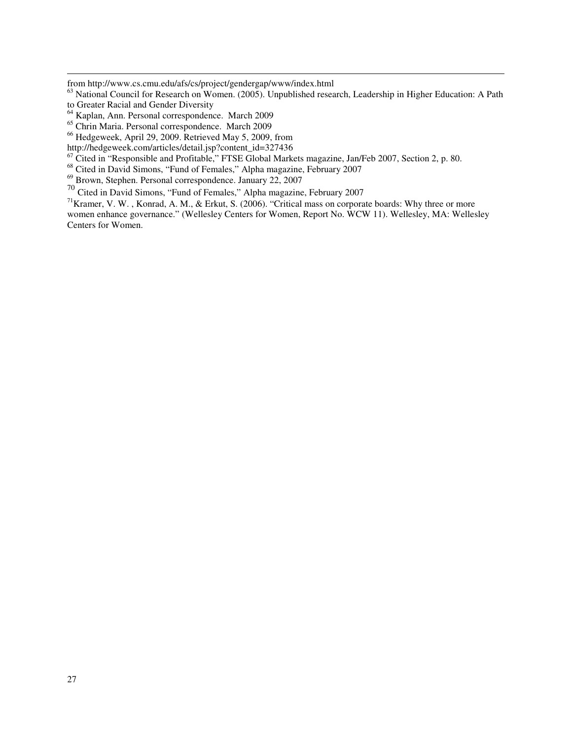from http://www.cs.cmu.edu/afs/cs/project/gendergap/www/index.html

[63] National Council for Research on Women. (2005). Unpublished research, Leadership in Higher Education: A Path to Greater Racial and Gender Diversity

[64] Kaplan, Ann. Personal correspondence. March 2009

[65] Chrin Maria. Personal correspondence. March 2009

[66] Hedgeweek, April 29, 2009. Retrieved May 5, 2009, from http://hedgeweek.com/articles/detail.jsp?content_id=327436

[67] Cited in "Responsible and Profitable," FTSE Global Markets magazine, Jan/Feb 2007, Section 2, p. 80.

[68] Cited in David Simons, "Fund of Females," Alpha magazine, February 2007

[69] Brown, Stephen. Personal correspondence. January 22, 2007

[70] Cited in David Simons, "Fund of Females," Alpha magazine, February 2007

[71] Kramer, V. W. , Konrad, A. M., & Erkut, S. (2006). "Critical mass on corporate boards: Why three or more women enhance governance." (Wellesley Centers for Women, Report No. WCW 11). Wellesley, MA: Wellesley Centers for Women.